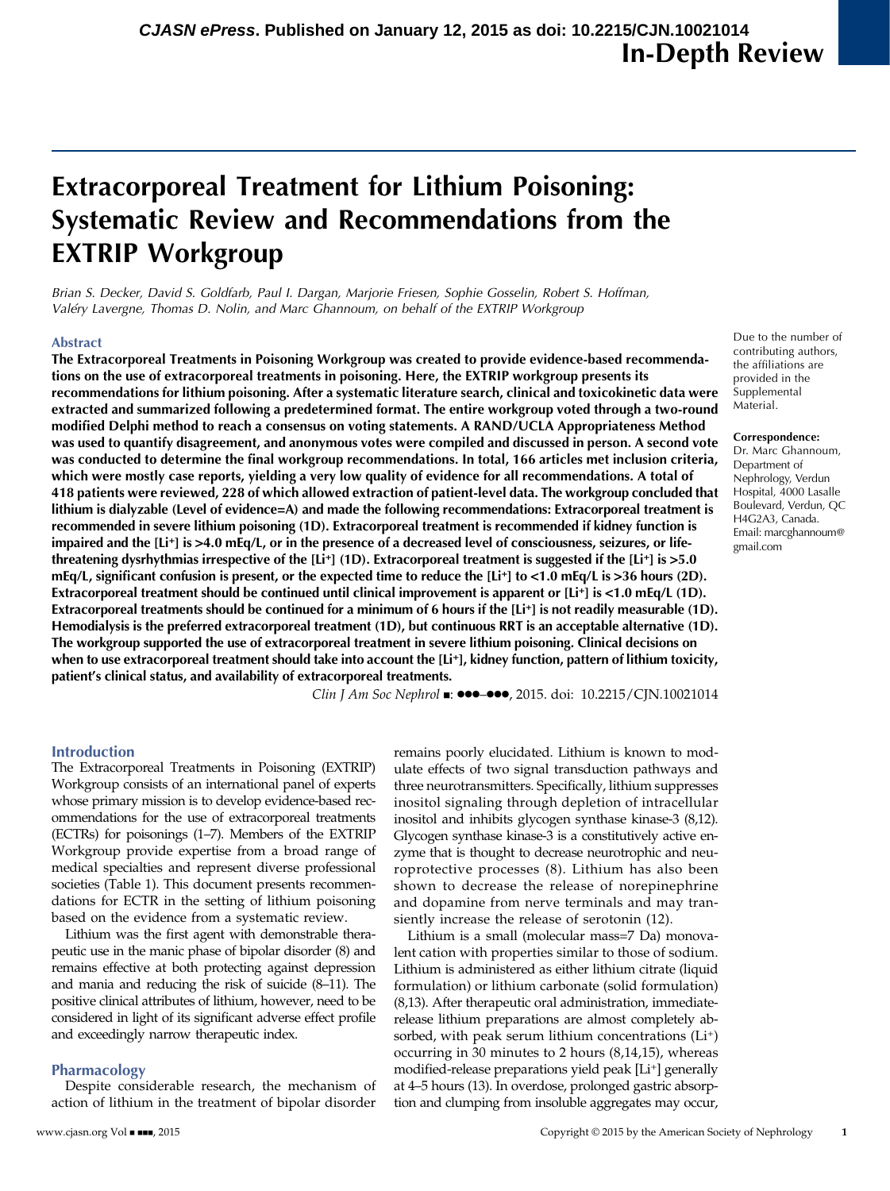# Extracorporeal Treatment for Lithium Poisoning: Systematic Review and Recommendations from the EXTRIP Workgroup

*Brian S. Decker, David S. Goldfarb, Paul I. Dargan, Marjorie Friesen, Sophie Gosselin, Robert S. Hoffman, Valéry Lavergne, Thomas D. Nolin, and Marc Ghannoum, on behalf of the EXTRIP Workgroup*

## Abstract

**The Extracorporeal Treatments in Poisoning Workgroup was created to provide evidence-based recommendations on the use of extracorporeal treatments in poisoning. Here, the EXTRIP workgroup presents its recommendations for lithium poisoning. After a systematic literature search, clinical and toxicokinetic data were extracted and summarized following a predetermined format. The entire workgroup voted through a two-round modified Delphi method to reach a consensus on voting statements. A RAND/UCLA Appropriateness Method was used to quantify disagreement, and anonymous votes were compiled and discussed in person. A second vote was conducted to determine the final workgroup recommendations. In total, 166 articles met inclusion criteria, which were mostly case reports, yielding a very low quality of evidence for all recommendations. A total of 418 patients were reviewed, 228 of which allowed extraction of patient-level data. The workgroup concluded that lithium is dialyzable (Level of evidence=A) and made the following recommendations: Extracorporeal treatment is recommended in severe lithium poisoning (1D). Extracorporeal treatment is recommended if kidney function is impaired and the [$Li^+$] is >4.0 mEq/L, or in the presence of a decreased level of consciousness, seizures, or life-threatening dysrhythmias irrespective of the [$Li^+$] (1D). Extracorporeal treatment is suggested if the [$Li^+$] is >5.0 mEq/L, significant confusion is present, or the expected time to reduce the [$Li^+$] to <1.0 mEq/L is >36 hours (2D). Extracorporeal treatment should be continued until clinical improvement is apparent or [$Li^+$] is <1.0 mEq/L (1D). Extracorporeal treatments should be continued for a minimum of 6 hours if the [$Li^+$] is not readily measurable (1D). Hemodialysis is the preferred extracorporeal treatment (1D), but continuous RRT is an acceptable alternative (1D). The workgroup supported the use of extracorporeal treatment in severe lithium poisoning. Clinical decisions on when to use extracorporeal treatment should take into account the [$Li^+$], kidney function, pattern of lithium toxicity, patient's clinical status, and availability of extracorporeal treatments.**

*Clin J Am Soc Nephrol* ■: ●●●–●●●, 2015. doi: 10.2215/CJN.10021014

Due to the number of contributing authors, the affiliations are provided in the Supplemental Material.

**Correspondence:** Dr. Marc Ghannoum, Department of Nephrology, Verdun Hospital, 4000 Lasalle Boulevard, Verdun, QC H4G2A3, Canada. Email: marcghannoum@gmail.com

## Introduction

The Extracorporeal Treatments in Poisoning (EXTRIP) Workgroup consists of an international panel of experts whose primary mission is to develop evidence-based recommendations for the use of extracorporeal treatments (ECTRs) for poisonings (1–7). Members of the EXTRIP Workgroup provide expertise from a broad range of medical specialties and represent diverse professional societies (Table 1). This document presents recommendations for ECTR in the setting of lithium poisoning based on the evidence from a systematic review.

Lithium was the first agent with demonstrable therapeutic use in the manic phase of bipolar disorder (8) and remains effective at both protecting against depression and mania and reducing the risk of suicide (8–11). The positive clinical attributes of lithium, however, need to be considered in light of its significant adverse effect profile and exceedingly narrow therapeutic index.

## Pharmacology

Despite considerable research, the mechanism of action of lithium in the treatment of bipolar disorder remains poorly elucidated. Lithium is known to modulate effects of two signal transduction pathways and three neurotransmitters. Specifically, lithium suppresses inositol signaling through depletion of intracellular inositol and inhibits glycogen synthase kinase-3 (8,12). Glycogen synthase kinase-3 is a constitutively active enzyme that is thought to decrease neurotrophic and neuroprotective processes (8). Lithium has also been shown to decrease the release of norepinephrine and dopamine from nerve terminals and may transiently increase the release of serotonin (12).

Lithium is a small (molecular mass=7 Da) monovalent cation with properties similar to those of sodium. Lithium is administered as either lithium citrate (liquid formulation) or lithium carbonate (solid formulation) (8,13). After therapeutic oral administration, immediate-release lithium preparations are almost completely absorbed, with peak serum lithium concentrations ($Li^+$) occurring in 30 minutes to 2 hours (8,14,15), whereas modified-release preparations yield peak [$Li^+$] generally at 4–5 hours (13). In overdose, prolonged gastric absorption and clumping from insoluble aggregates may occur,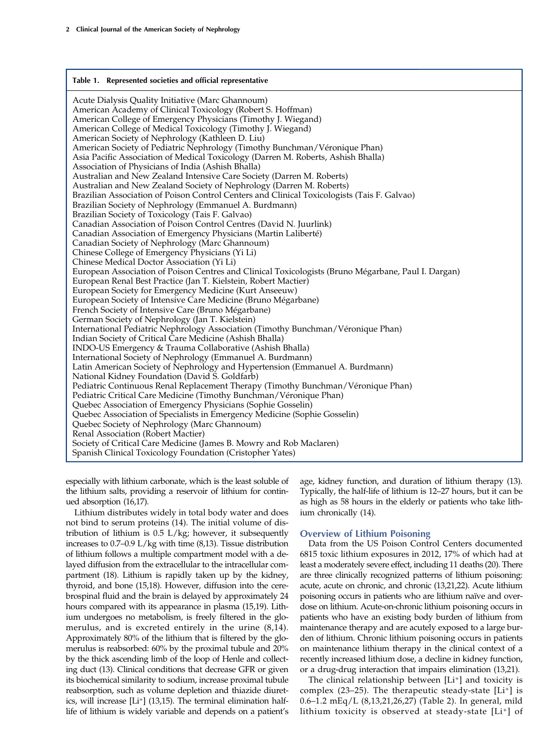**Table 1. Represented societies and official representative**

| |
|---|
| Acute Dialysis Quality Initiative (Marc Ghannoum) |
| American Academy of Clinical Toxicology (Robert S. Hoffman) |
| American College of Emergency Physicians (Timothy J. Wiegand) |
| American College of Medical Toxicology (Timothy J. Wiegand) |
| American Society of Nephrology (Kathleen D. Liu) |
| American Society of Pediatric Nephrology (Timothy Bunchman/Véronique Phan) |
| Asia Pacific Association of Medical Toxicology (Darren M. Roberts, Ashish Bhalla) |
| Association of Physicians of India (Ashish Bhalla) |
| Australian and New Zealand Intensive Care Society (Darren M. Roberts) |
| Australian and New Zealand Society of Nephrology (Darren M. Roberts) |
| Brazilian Association of Poison Control Centers and Clinical Toxicologists (Tais F. Galvao) |
| Brazilian Society of Nephrology (Emmanuel A. Burdmann) |
| Brazilian Society of Toxicology (Tais F. Galvao) |
| Canadian Association of Poison Control Centres (David N. Juurlink) |
| Canadian Association of Emergency Physicians (Martin Laliberté) |
| Canadian Society of Nephrology (Marc Ghannoum) |
| Chinese College of Emergency Physicians (Yi Li) |
| Chinese Medical Doctor Association (Yi Li) |
| European Association of Poison Centres and Clinical Toxicologists (Bruno Mégarbane, Paul I. Dargan) |
| European Renal Best Practice (Jan T. Kielstein, Robert Mactier) |
| European Society for Emergency Medicine (Kurt Anseeuw) |
| European Society of Intensive Care Medicine (Bruno Mégarbane) |
| French Society of Intensive Care (Bruno Mégarbane) |
| German Society of Nephrology (Jan T. Kielstein) |
| International Pediatric Nephrology Association (Timothy Bunchman/Véronique Phan) |
| Indian Society of Critical Care Medicine (Ashish Bhalla) |
| INDO-US Emergency & Trauma Collaborative (Ashish Bhalla) |
| International Society of Nephrology (Emmanuel A. Burdmann) |
| Latin American Society of Nephrology and Hypertension (Emmanuel A. Burdmann) |
| National Kidney Foundation (David S. Goldfarb) |
| Pediatric Continuous Renal Replacement Therapy (Timothy Bunchman/Véronique Phan) |
| Pediatric Critical Care Medicine (Timothy Bunchman/Véronique Phan) |
| Quebec Association of Emergency Physicians (Sophie Gosselin) |
| Quebec Association of Specialists in Emergency Medicine (Sophie Gosselin) |
| Quebec Society of Nephrology (Marc Ghannoum) |
| Renal Association (Robert Mactier) |
| Society of Critical Care Medicine (James B. Mowry and Rob Maclaren) |
| Spanish Clinical Toxicology Foundation (Cristopher Yates) |

especially with lithium carbonate, which is the least soluble of the lithium salts, providing a reservoir of lithium for continued absorption (16,17).

Lithium distributes widely in total body water and does not bind to serum proteins (14). The initial volume of distribution of lithium is 0.5 L/kg; however, it subsequently increases to 0.7–0.9 L/kg with time (8,13). Tissue distribution of lithium follows a multiple compartment model with a delayed diffusion from the extracellular to the intracellular compartment (18). Lithium is rapidly taken up by the kidney, thyroid, and bone (15,18). However, diffusion into the cerebrospinal fluid and the brain is delayed by approximately 24 hours compared with its appearance in plasma (15,19). Lithium undergoes no metabolism, is freely filtered in the glomerulus, and is excreted entirely in the urine (8,14). Approximately 80% of the lithium that is filtered by the glomerulus is reabsorbed: 60% by the proximal tubule and 20% by the thick ascending limb of the loop of Henle and collecting duct (13). Clinical conditions that decrease GFR or given its biochemical similarity to sodium, increase proximal tubule reabsorption, such as volume depletion and thiazide diuretics, will increase [$Li^+$] (13,15). The terminal elimination half-life of lithium is widely variable and depends on a patient's age, kidney function, and duration of lithium therapy (13). Typically, the half-life of lithium is 12–27 hours, but it can be as high as 58 hours in the elderly or patients who take lithium chronically (14).

## Overview of Lithium Poisoning

Data from the US Poison Control Centers documented 6815 toxic lithium exposures in 2012, 17% of which had at least a moderately severe effect, including 11 deaths (20). There are three clinically recognized patterns of lithium poisoning: acute, acute on chronic, and chronic (13,21,22). Acute lithium poisoning occurs in patients who are lithium naïve and overdose on lithium. Acute-on-chronic lithium poisoning occurs in patients who have an existing body burden of lithium from maintenance therapy and are acutely exposed to a large burden of lithium. Chronic lithium poisoning occurs in patients on maintenance lithium therapy in the clinical context of a recently increased lithium dose, a decline in kidney function, or a drug-drug interaction that impairs elimination (13,21).

The clinical relationship between [$Li^+$] and toxicity is complex (23–25). The therapeutic steady-state [$Li^+$] is 0.6–1.2 mEq/L (8,13,21,26,27) (Table 2). In general, mild lithium toxicity is observed at steady-state [$Li^+$] of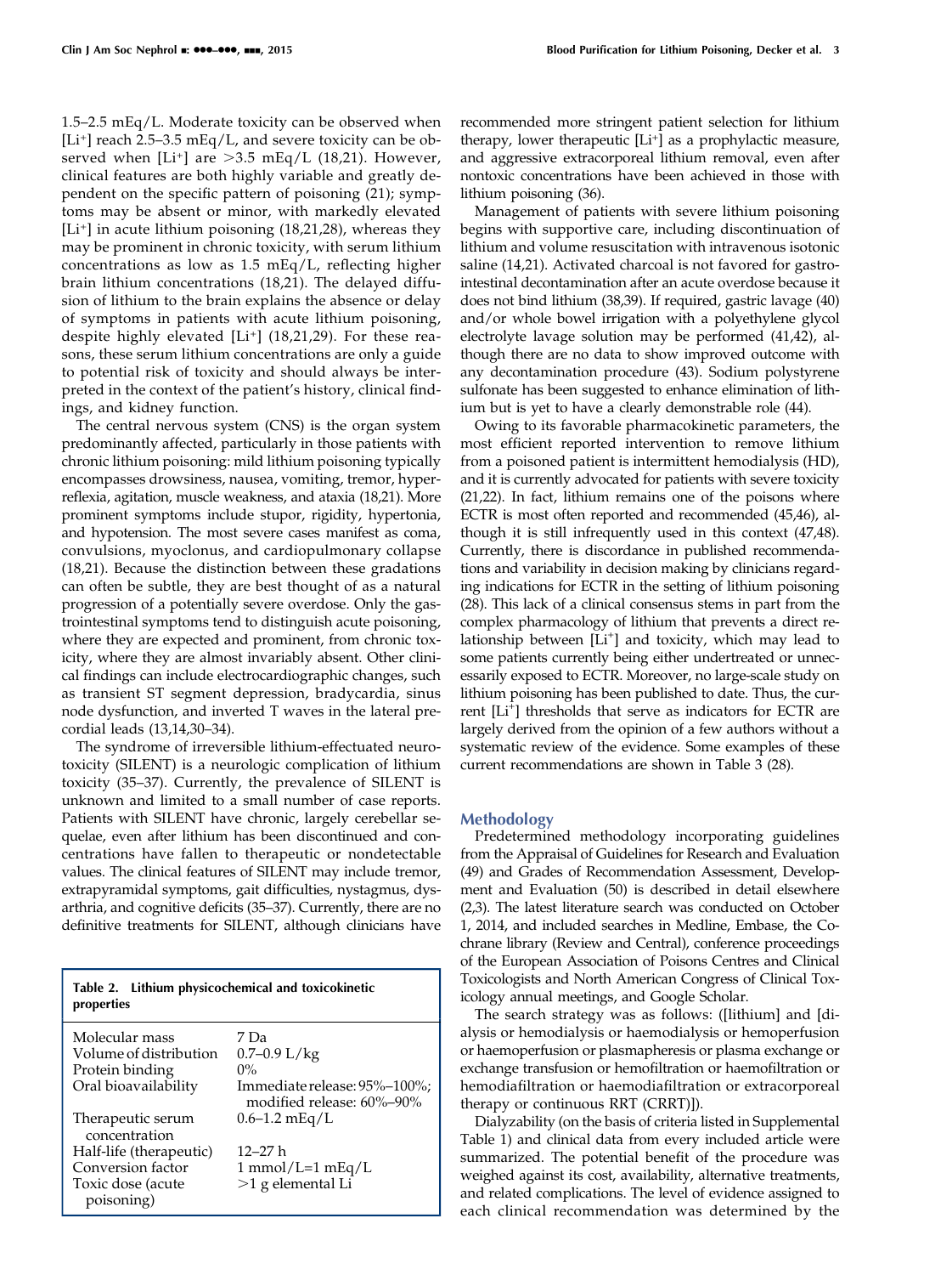1.5–2.5 mEq/L. Moderate toxicity can be observed when [$Li^+$] reach 2.5–3.5 mEq/L, and severe toxicity can be observed when [$Li^+$] are >3.5 mEq/L (18,21). However, clinical features are both highly variable and greatly dependent on the specific pattern of poisoning (21); symptoms may be absent or minor, with markedly elevated [$Li^+$] in acute lithium poisoning (18,21,28), whereas they may be prominent in chronic toxicity, with serum lithium concentrations as low as 1.5 mEq/L, reflecting higher brain lithium concentrations (18,21). The delayed diffusion of lithium to the brain explains the absence or delay of symptoms in patients with acute lithium poisoning, despite highly elevated [$Li^+$] (18,21,29). For these reasons, these serum lithium concentrations are only a guide to potential risk of toxicity and should always be interpreted in the context of the patient's history, clinical findings, and kidney function.

The central nervous system (CNS) is the organ system predominantly affected, particularly in those patients with chronic lithium poisoning: mild lithium poisoning typically encompasses drowsiness, nausea, vomiting, tremor, hyperreflexia, agitation, muscle weakness, and ataxia (18,21). More prominent symptoms include stupor, rigidity, hypertonia, and hypotension. The most severe cases manifest as coma, convulsions, myoclonus, and cardiopulmonary collapse (18,21). Because the distinction between these gradations can often be subtle, they are best thought of as a natural progression of a potentially severe overdose. Only the gastrointestinal symptoms tend to distinguish acute poisoning, where they are expected and prominent, from chronic toxicity, where they are almost invariably absent. Other clinical findings can include electrocardiographic changes, such as transient ST segment depression, bradycardia, sinus node dysfunction, and inverted T waves in the lateral precordial leads (13,14,30–34).

The syndrome of irreversible lithium-effectuated neurotoxicity (SILENT) is a neurologic complication of lithium toxicity (35–37). Currently, the prevalence of SILENT is unknown and limited to a small number of case reports. Patients with SILENT have chronic, largely cerebellar sequelae, even after lithium has been discontinued and concentrations have fallen to therapeutic or nondetectable values. The clinical features of SILENT may include tremor, extrapyramidal symptoms, gait difficulties, nystagmus, dysarthria, and cognitive deficits (35–37). Currently, there are no definitive treatments for SILENT, although clinicians have recommended more stringent patient selection for lithium therapy, lower therapeutic [$Li^+$] as a prophylactic measure, and aggressive extracorporeal lithium removal, even after nontoxic concentrations have been achieved in those with lithium poisoning (36).

**Table 2. Lithium physicochemical and toxicokinetic properties**

| Property | Value |
|---|---|
| Molecular mass | 7 Da |
| Volume of distribution | 0.7–0.9 L/kg |
| Protein binding | 0% |
| Oral bioavailability | Immediate release: 95%–100%; modified release: 60%–90% |
| Therapeutic serum concentration | 0.6–1.2 mEq/L |
| Half-life (therapeutic) | 12–27 h |
| Conversion factor | 1 mmol/L=1 mEq/L |
| Toxic dose (acute poisoning) | >1 g elemental Li |

Management of patients with severe lithium poisoning begins with supportive care, including discontinuation of lithium and volume resuscitation with intravenous isotonic saline (14,21). Activated charcoal is not favored for gastrointestinal decontamination after an acute overdose because it does not bind lithium (38,39). If required, gastric lavage (40) and/or whole bowel irrigation with a polyethylene glycol electrolyte lavage solution may be performed (41,42), although there are no data to show improved outcome with any decontamination procedure (43). Sodium polystyrene sulfonate has been suggested to enhance elimination of lithium but is yet to have a clearly demonstrable role (44).

Owing to its favorable pharmacokinetic parameters, the most efficient reported intervention to remove lithium from a poisoned patient is intermittent hemodialysis (HD), and it is currently advocated for patients with severe toxicity (21,22). In fact, lithium remains one of the poisons where ECTR is most often reported and recommended (45,46), although it is still infrequently used in this context (47,48). Currently, there is discordance in published recommendations and variability in decision making by clinicians regarding indications for ECTR in the setting of lithium poisoning (28). This lack of a clinical consensus stems in part from the complex pharmacology of lithium that prevents a direct relationship between [$Li^+$] and toxicity, which may lead to some patients currently being either undertreated or unnecessarily exposed to ECTR. Moreover, no large-scale study on lithium poisoning has been published to date. Thus, the current [$Li^+$] thresholds that serve as indicators for ECTR are largely derived from the opinion of a few authors without a systematic review of the evidence. Some examples of these current recommendations are shown in Table 3 (28).

## Methodology

Predetermined methodology incorporating guidelines from the Appraisal of Guidelines for Research and Evaluation (49) and Grades of Recommendation Assessment, Development and Evaluation (50) is described in detail elsewhere (2,3). The latest literature search was conducted on October 1, 2014, and included searches in Medline, Embase, the Cochrane library (Review and Central), conference proceedings of the European Association of Poisons Centres and Clinical Toxicologists and North American Congress of Clinical Toxicology annual meetings, and Google Scholar.

The search strategy was as follows: ([lithium] and [dialysis or hemodialysis or haemodialysis or hemoperfusion or haemoperfusion or plasmapheresis or plasma exchange or exchange transfusion or hemofiltration or haemofiltration or hemodiafiltration or haemodiafiltration or extracorporeal therapy or continuous RRT (CRRT)]).

Dialyzability (on the basis of criteria listed in Supplemental Table 1) and clinical data from every included article were summarized. The potential benefit of the procedure was weighed against its cost, availability, alternative treatments, and related complications. The level of evidence assigned to each clinical recommendation was determined by the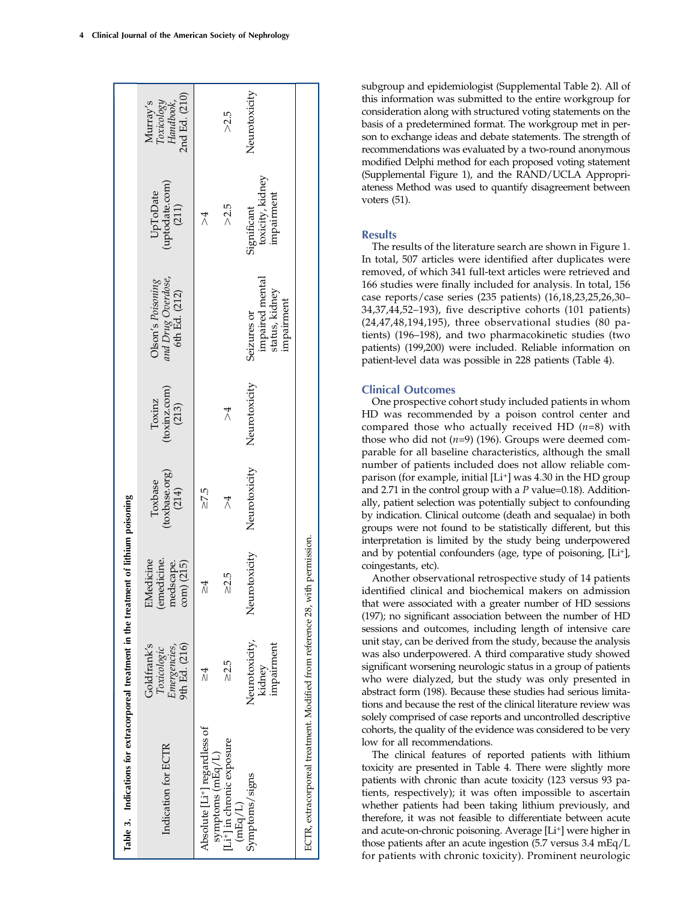Table 3. Indications for extracorporeal treatment in the treatment of lithium poisoning

| Indication for ECTR | Goldfrank's *Toxicologic Emergencies*, 9th Ed. (216) | EMedicine (emedicine.medscape.com) (215) | Toxbase (toxbase.org) (214) | Toxinz (toxinz.com) (213) | Olson's *Poisoning and Drug Overdose*, 6th Ed. (212) | UpToDate (uptodate.com) (211) | Murray's *Toxicology Handbook*, 2nd Ed. (210) |
|---|---|---|---|---|---|---|---|
| Absolute [Li+] regardless of symptoms (mEq/L) | ≥4 | ≥4 | ≥7.5 | | | >4 | |
| [Li+] in chronic exposure (mEq/L) | ≥2.5 | ≥2.5 | >4 | >4 | | >2.5 | >2.5 |
| Symptoms/signs | Neurotoxicity, kidney impairment | Neurotoxicity | Neurotoxicity | Neurotoxicity | Seizures or impaired mental status, kidney impairment | Significant toxicity, kidney impairment | Neurotoxicity |

ECTR, extracorporeal treatment. Modified from reference 28, with permission.

subgroup and epidemiologist (Supplemental Table 2). All of this information was submitted to the entire workgroup for consideration along with structured voting statements on the basis of a predetermined format. The workgroup met in person to exchange ideas and debate statements. The strength of recommendations was evaluated by a two-round anonymous modified Delphi method for each proposed voting statement (Supplemental Figure 1), and the RAND/UCLA Appropriateness Method was used to quantify disagreement between voters (51).

## Results

The results of the literature search are shown in Figure 1. In total, 507 articles were identified after duplicates were removed, of which 341 full-text articles were retrieved and 166 studies were finally included for analysis. In total, 156 case reports/case series (235 patients) (16,18,23,25,26,30–34,37,44,52–193), five descriptive cohorts (101 patients) (24,47,48,194,195), three observational studies (80 patients) (196–198), and two pharmacokinetic studies (two patients) (199,200) were included. Reliable information on patient-level data was possible in 228 patients (Table 4).

## Clinical Outcomes

One prospective cohort study included patients in whom HD was recommended by a poison control center and compared those who actually received HD ($n$=8) with those who did not ($n$=9) (196). Groups were deemed comparable for all baseline characteristics, although the small number of patients included does not allow reliable comparison (for example, initial [Li+] was 4.30 in the HD group and 2.71 in the control group with a $P$ value=0.18). Additionally, patient selection was potentially subject to confounding by indication. Clinical outcome (death and sequalae) in both groups were not found to be statistically different, but this interpretation is limited by the study being underpowered and by potential confounders (age, type of poisoning, [Li+], coingestants, etc).

Another observational retrospective study of 14 patients identified clinical and biochemical makers on admission that were associated with a greater number of HD sessions (197); no significant association between the number of HD sessions and outcomes, including length of intensive care unit stay, can be derived from the study, because the analysis was also underpowered. A third comparative study showed significant worsening neurologic status in a group of patients who were dialyzed, but the study was only presented in abstract form (198). Because these studies had serious limitations and because the rest of the clinical literature review was solely comprised of case reports and uncontrolled descriptive cohorts, the quality of the evidence was considered to be very low for all recommendations.

The clinical features of reported patients with lithium toxicity are presented in Table 4. There were slightly more patients with chronic than acute toxicity (123 versus 93 patients, respectively); it was often impossible to ascertain whether patients had been taking lithium previously, and therefore, it was not feasible to differentiate between acute and acute-on-chronic poisoning. Average [Li+] were higher in those patients after an acute ingestion (5.7 versus 3.4 mEq/L for patients with chronic toxicity). Prominent neurologic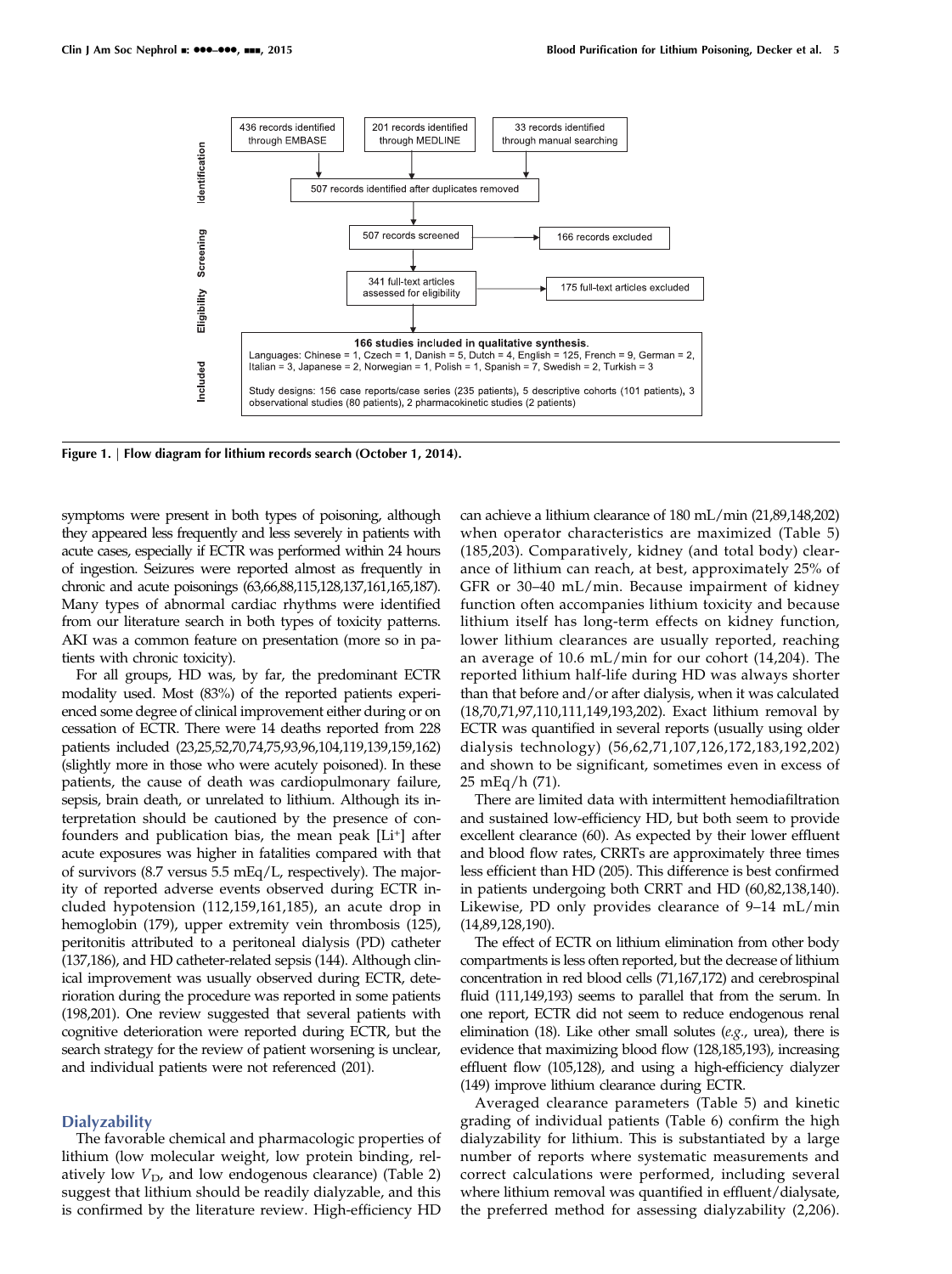**Identification**

- 436 records identified through EMBASE
- 201 records identified through MEDLINE
- 33 records identified through manual searching
- 507 records identified after duplicates removed

**Screening**

- 507 records screened → 166 records excluded

**Eligibility**

- 341 full-text articles assessed for eligibility → 175 full-text articles excluded

**Included**

**166 studies included in qualitative synthesis.**
Languages: Chinese = 1, Czech = 1, Danish = 5, Dutch = 4, English = 125, French = 9, German = 2, Italian = 3, Japanese = 2, Norwegian = 1, Polish = 1, Spanish = 7, Swedish = 2, Turkish = 3

Study designs: 156 case reports/case series (235 patients), 5 descriptive cohorts (101 patients), 3 observational studies (80 patients), 2 pharmacokinetic studies (2 patients)

**Figure 1. | Flow diagram for lithium records search (October 1, 2014).**

symptoms were present in both types of poisoning, although they appeared less frequently and less severely in patients with acute cases, especially if ECTR was performed within 24 hours of ingestion. Seizures were reported almost as frequently in chronic and acute poisonings (63,66,88,115,128,137,161,165,187). Many types of abnormal cardiac rhythms were identified from our literature search in both types of toxicity patterns. AKI was a common feature on presentation (more so in patients with chronic toxicity).

For all groups, HD was, by far, the predominant ECTR modality used. Most (83%) of the reported patients experienced some degree of clinical improvement either during or on cessation of ECTR. There were 14 deaths reported from 228 patients included (23,25,52,70,74,75,93,96,104,119,139,159,162) (slightly more in those who were acutely poisoned). In these patients, the cause of death was cardiopulmonary failure, sepsis, brain death, or unrelated to lithium. Although its interpretation should be cautioned by the presence of confounders and publication bias, the mean peak [Li+] after acute exposures was higher in fatalities compared with that of survivors (8.7 versus 5.5 mEq/L, respectively). The majority of reported adverse events observed during ECTR included hypotension (112,159,161,185), an acute drop in hemoglobin (179), upper extremity vein thrombosis (125), peritonitis attributed to a peritoneal dialysis (PD) catheter (137,186), and HD catheter-related sepsis (144). Although clinical improvement was usually observed during ECTR, deterioration during the procedure was reported in some patients (198,201). One review suggested that several patients with cognitive deterioration were reported during ECTR, but the search strategy for the review of patient worsening is unclear, and individual patients were not referenced (201).

## Dialyzability

The favorable chemical and pharmacologic properties of lithium (low molecular weight, low protein binding, relatively low $V_D$, and low endogenous clearance) (Table 2) suggest that lithium should be readily dialyzable, and this is confirmed by the literature review. High-efficiency HD can achieve a lithium clearance of 180 mL/min (21,89,148,202) when operator characteristics are maximized (Table 5) (185,203). Comparatively, kidney (and total body) clearance of lithium can reach, at best, approximately 25% of GFR or 30–40 mL/min. Because impairment of kidney function often accompanies lithium toxicity and because lithium itself has long-term effects on kidney function, lower lithium clearances are usually reported, reaching an average of 10.6 mL/min for our cohort (14,204). The reported lithium half-life during HD was always shorter than that before and/or after dialysis, when it was calculated (18,70,71,97,110,111,149,193,202). Exact lithium removal by ECTR was quantified in several reports (usually using older dialysis technology) (56,62,71,107,126,172,183,192,202) and shown to be significant, sometimes even in excess of 25 mEq/h (71).

There are limited data with intermittent hemodiafiltration and sustained low-efficiency HD, but both seem to provide excellent clearance (60). As expected by their lower effluent and blood flow rates, CRRTs are approximately three times less efficient than HD (205). This difference is best confirmed in patients undergoing both CRRT and HD (60,82,138,140). Likewise, PD only provides clearance of 9–14 mL/min (14,89,128,190).

The effect of ECTR on lithium elimination from other body compartments is less often reported, but the decrease of lithium concentration in red blood cells (71,167,172) and cerebrospinal fluid (111,149,193) seems to parallel that from the serum. In one report, ECTR did not seem to reduce endogenous renal elimination (18). Like other small solutes (*e.g.*, urea), there is evidence that maximizing blood flow (128,185,193), increasing effluent flow (105,128), and using a high-efficiency dialyzer (149) improve lithium clearance during ECTR.

Averaged clearance parameters (Table 5) and kinetic grading of individual patients (Table 6) confirm the high dialyzability for lithium. This is substantiated by a large number of reports where systematic measurements and correct calculations were performed, including several where lithium removal was quantified in effluent/dialysate, the preferred method for assessing dialyzability (2,206).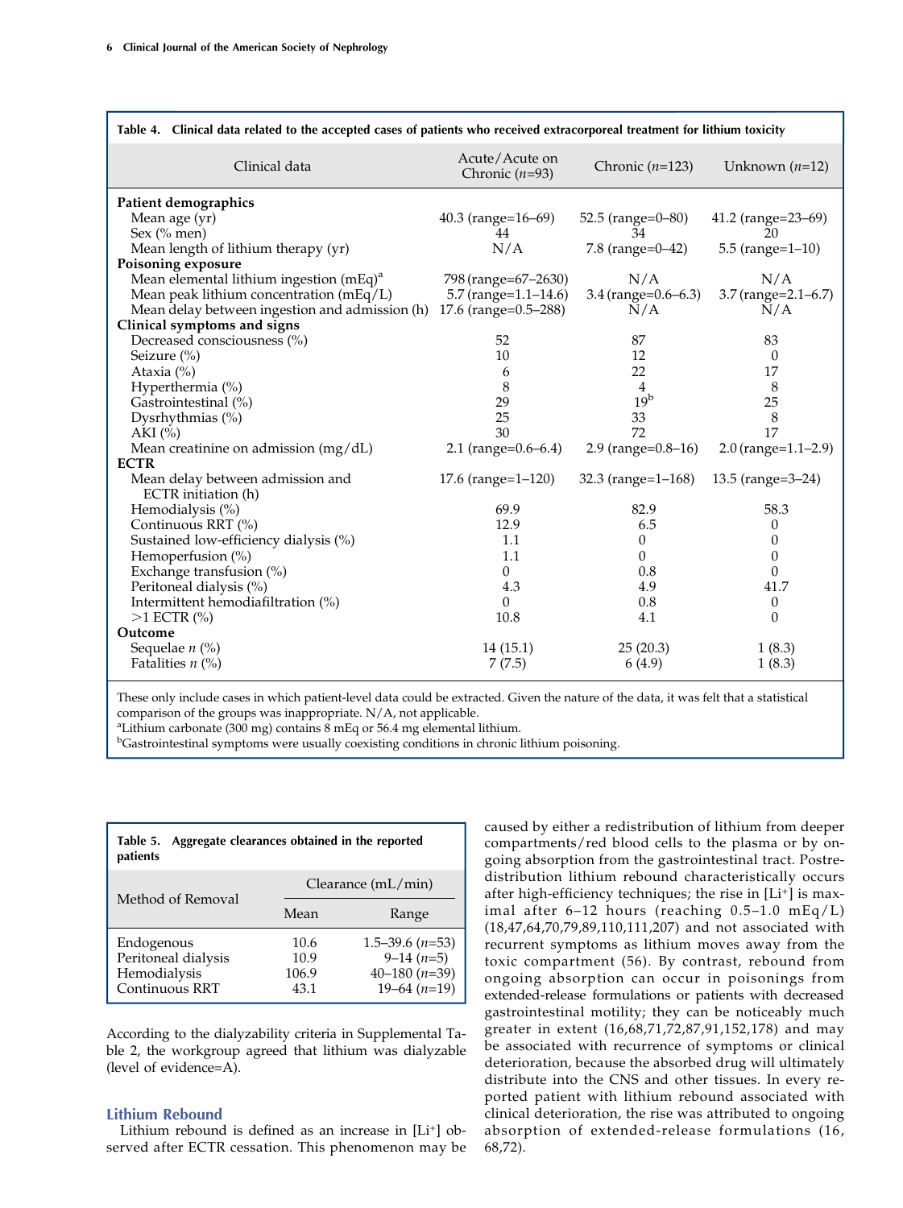**Table 4. Clinical data related to the accepted cases of patients who received extracorporeal treatment for lithium toxicity**

| Clinical data | Acute/Acute on Chronic ($n$=93) | Chronic ($n$=123) | Unknown ($n$=12) |
|---|---|---|---|
| **Patient demographics** | | | |
| Mean age (yr) | 40.3 (range=16–69) | 52.5 (range=0–80) | 41.2 (range=23–69) |
| Sex (% men) | 44 | 34 | 20 |
| Mean length of lithium therapy (yr) | N/A | 7.8 (range=0–42) | 5.5 (range=1–10) |
| **Poisoning exposure** | | | |
| Mean elemental lithium ingestion (mEq)[a] | 798 (range=67–2630) | N/A | N/A |
| Mean peak lithium concentration (mEq/L) | 5.7 (range=1.1–14.6) | 3.4 (range=0.6–6.3) | 3.7 (range=2.1–6.7) |
| Mean delay between ingestion and admission (h) | 17.6 (range=0.5–288) | N/A | N/A |
| **Clinical symptoms and signs** | | | |
| Decreased consciousness (%) | 52 | 87 | 83 |
| Seizure (%) | 10 | 12 | 0 |
| Ataxia (%) | 6 | 22 | 17 |
| Hyperthermia (%) | 8 | 4 | 8 |
| Gastrointestinal (%) | 29 | 19[b] | 25 |
| Dysrhythmias (%) | 25 | 33 | 8 |
| AKI (%) | 30 | 72 | 17 |
| Mean creatinine on admission (mg/dL) | 2.1 (range=0.6–6.4) | 2.9 (range=0.8–16) | 2.0 (range=1.1–2.9) |
| **ECTR** | | | |
| Mean delay between admission and ECTR initiation (h) | 17.6 (range=1–120) | 32.3 (range=1–168) | 13.5 (range=3–24) |
| Hemodialysis (%) | 69.9 | 82.9 | 58.3 |
| Continuous RRT (%) | 12.9 | 6.5 | 0 |
| Sustained low-efficiency dialysis (%) | 1.1 | 0 | 0 |
| Hemoperfusion (%) | 1.1 | 0 | 0 |
| Exchange transfusion (%) | 0 | 0.8 | 0 |
| Peritoneal dialysis (%) | 4.3 | 4.9 | 41.7 |
| Intermittent hemodiafiltration (%) | 0 | 0.8 | 0 |
| >1 ECTR (%) | 10.8 | 4.1 | 0 |
| **Outcome** | | | |
| Sequelae $n$ (%) | 14 (15.1) | 25 (20.3) | 1 (8.3) |
| Fatalities $n$ (%) | 7 (7.5) | 6 (4.9) | 1 (8.3) |

These only include cases in which patient-level data could be extracted. Given the nature of the data, it was felt that a statistical comparison of the groups was inappropriate. N/A, not applicable.
[a]Lithium carbonate (300 mg) contains 8 mEq or 56.4 mg elemental lithium.
[b]Gastrointestinal symptoms were usually coexisting conditions in chronic lithium poisoning.

**Table 5. Aggregate clearances obtained in the reported patients**

| Method of Removal | Clearance (mL/min) | |
|---|---|---|
| | Mean | Range |
| Endogenous | 10.6 | 1.5–39.6 ($n$=53) |
| Peritoneal dialysis | 10.9 | 9–14 ($n$=5) |
| Hemodialysis | 106.9 | 40–180 ($n$=39) |
| Continuous RRT | 43.1 | 19–64 ($n$=19) |

According to the dialyzability criteria in Supplemental Table 2, the workgroup agreed that lithium was dialyzable (level of evidence=A).

## Lithium Rebound

Lithium rebound is defined as an increase in [$Li^+$] observed after ECTR cessation. This phenomenon may be caused by either a redistribution of lithium from deeper compartments/red blood cells to the plasma or by ongoing absorption from the gastrointestinal tract. Postredistribution lithium rebound characteristically occurs after high-efficiency techniques; the rise in [$Li^+$] is maximal after 6–12 hours (reaching 0.5–1.0 mEq/L) (18,47,64,70,79,89,110,111,207) and not associated with recurrent symptoms as lithium moves away from the toxic compartment (56). By contrast, rebound from ongoing absorption can occur in poisonings from extended-release formulations or patients with decreased gastrointestinal motility; they can be noticeably much greater in extent (16,68,71,72,87,91,152,178) and may be associated with recurrence of symptoms or clinical deterioration, because the absorbed drug will ultimately distribute into the CNS and other tissues. In every reported patient with lithium rebound associated with clinical deterioration, the rise was attributed to ongoing absorption of extended-release formulations (16, 68,72).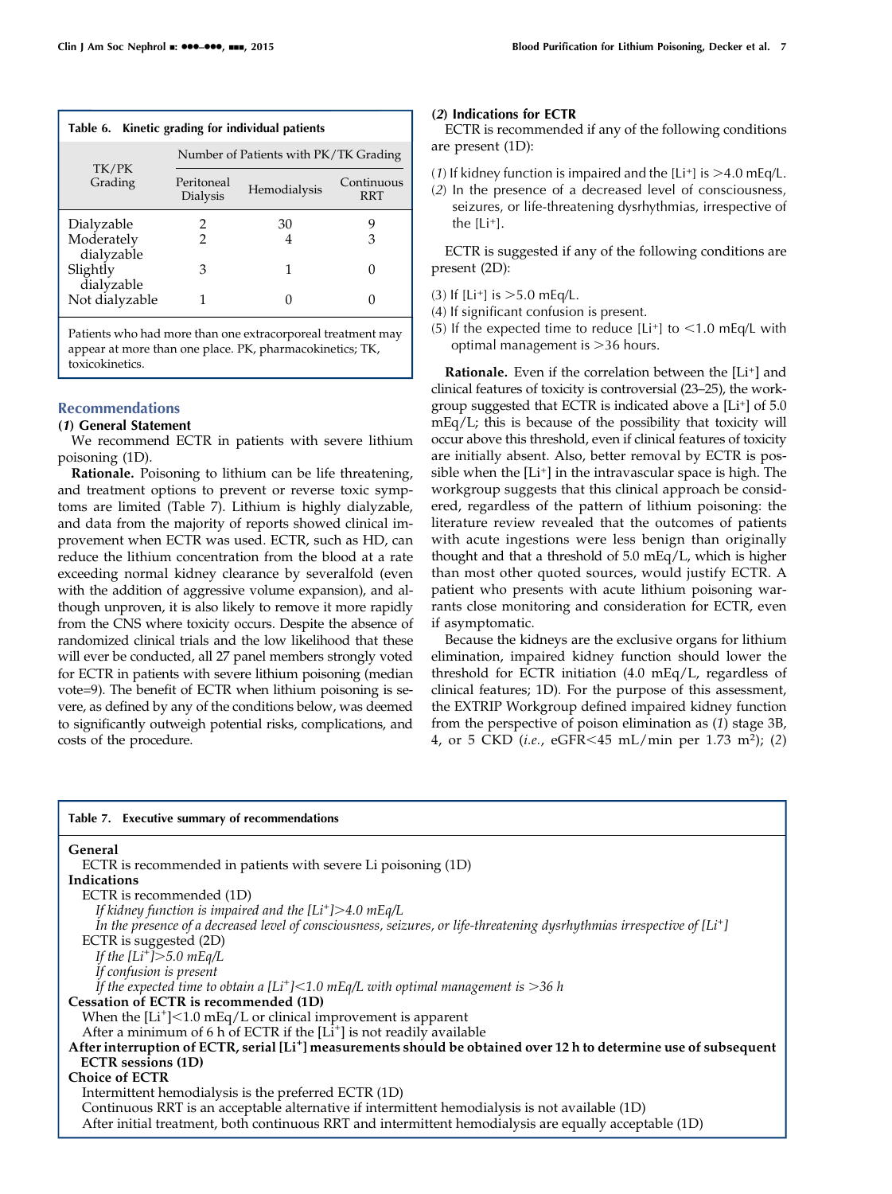**Table 6. Kinetic grading for individual patients**

| TK/PK Grading | Number of Patients with PK/TK Grading | | |
|---|---|---|---|
| | Peritoneal Dialysis | Hemodialysis | Continuous RRT |
| Dialyzable | 2 | 30 | 9 |
| Moderately dialyzable | 2 | 4 | 3 |
| Slightly dialyzable | 3 | 1 | 0 |
| Not dialyzable | 1 | 0 | 0 |

Patients who had more than one extracorporeal treatment may appear at more than one place. PK, pharmacokinetics; TK, toxicokinetics.

## Recommendations

### (*1*) General Statement

We recommend ECTR in patients with severe lithium poisoning (1D).

**Rationale.** Poisoning to lithium can be life threatening, and treatment options to prevent or reverse toxic symptoms are limited (Table 7). Lithium is highly dialyzable, and data from the majority of reports showed clinical improvement when ECTR was used. ECTR, such as HD, can reduce the lithium concentration from the blood at a rate exceeding normal kidney clearance by severalfold (even with the addition of aggressive volume expansion), and although unproven, it is also likely to remove it more rapidly from the CNS where toxicity occurs. Despite the absence of randomized clinical trials and the low likelihood that these will ever be conducted, all 27 panel members strongly voted for ECTR in patients with severe lithium poisoning (median vote=9). The benefit of ECTR when lithium poisoning is severe, as defined by any of the conditions below, was deemed to significantly outweigh potential risks, complications, and costs of the procedure.

### (*2*) Indications for ECTR

ECTR is recommended if any of the following conditions are present (1D):

(*1*) If kidney function is impaired and the $[Li^+]$ is >4.0 mEq/L.
(*2*) In the presence of a decreased level of consciousness, seizures, or life-threatening dysrhythmias, irrespective of the $[Li^+]$.

ECTR is suggested if any of the following conditions are present (2D):

(3) If $[Li^+]$ is >5.0 mEq/L.
(4) If significant confusion is present.
(5) If the expected time to reduce $[Li^+]$ to <1.0 mEq/L with optimal management is >36 hours.

**Rationale.** Even if the correlation between the $[Li^+]$ and clinical features of toxicity is controversial (23–25), the workgroup suggested that ECTR is indicated above a $[Li^+]$ of 5.0 mEq/L; this is because of the possibility that toxicity will occur above this threshold, even if clinical features of toxicity are initially absent. Also, better removal by ECTR is possible when the $[Li^+]$ in the intravascular space is high. The workgroup suggests that this clinical approach be considered, regardless of the pattern of lithium poisoning: the literature review revealed that the outcomes of patients with acute ingestions were less benign than originally thought and that a threshold of 5.0 mEq/L, which is higher than most other quoted sources, would justify ECTR. A patient who presents with acute lithium poisoning warrants close monitoring and consideration for ECTR, even if asymptomatic.

Because the kidneys are the exclusive organs for lithium elimination, impaired kidney function should lower the threshold for ECTR initiation (4.0 mEq/L, regardless of clinical features; 1D). For the purpose of this assessment, the EXTRIP Workgroup defined impaired kidney function from the perspective of poison elimination as (*1*) stage 3B, 4, or 5 CKD (*i.e.*, eGFR<45 mL/min per 1.73 $m^2$); (2)

**Table 7. Executive summary of recommendations**

**General**
ECTR is recommended in patients with severe Li poisoning (1D)

**Indications**
ECTR is recommended (1D)
*If kidney function is impaired and the $[Li^+]$>4.0 mEq/L*
*In the presence of a decreased level of consciousness, seizures, or life-threatening dysrhythmias irrespective of $[Li^+]$*
ECTR is suggested (2D)
*If the $[Li^+]$>5.0 mEq/L*
*If confusion is present*
*If the expected time to obtain a $[Li^+]$<1.0 mEq/L with optimal management is >36 h*

**Cessation of ECTR is recommended (1D)**
When the $[Li^+]$<1.0 mEq/L or clinical improvement is apparent
After a minimum of 6 h of ECTR if the $[Li^+]$ is not readily available

**After interruption of ECTR, serial $[Li^+]$ measurements should be obtained over 12 h to determine use of subsequent ECTR sessions (1D)**

**Choice of ECTR**
Intermittent hemodialysis is the preferred ECTR (1D)
Continuous RRT is an acceptable alternative if intermittent hemodialysis is not available (1D)
After initial treatment, both continuous RRT and intermittent hemodialysis are equally acceptable (1D)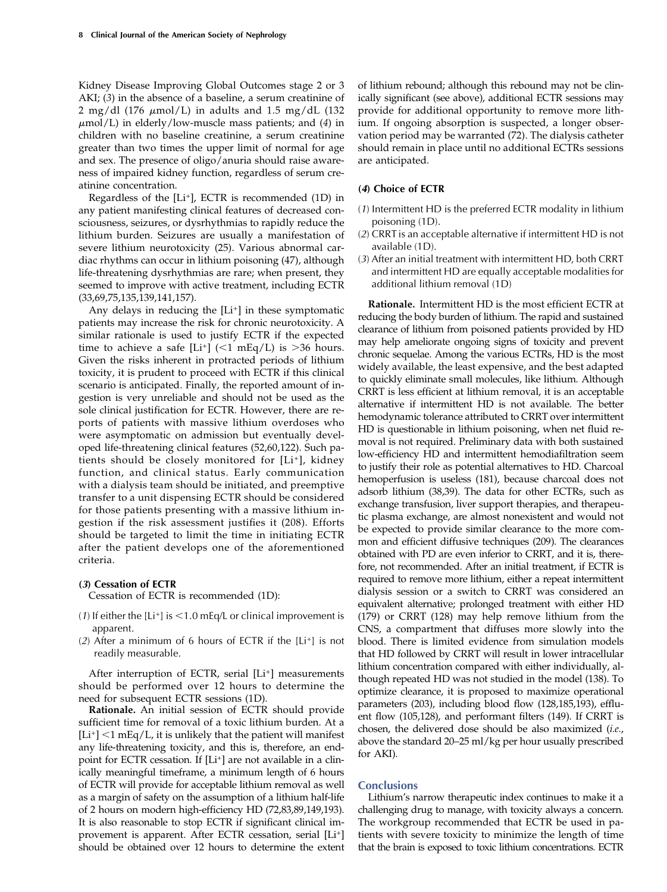Kidney Disease Improving Global Outcomes stage 2 or 3 AKI; (3) in the absence of a baseline, a serum creatinine of 2 mg/dl (176 $\mu$mol/L) in adults and 1.5 mg/dL (132 $\mu$mol/L) in elderly/low-muscle mass patients; and (4) in children with no baseline creatinine, a serum creatinine greater than two times the upper limit of normal for age and sex. The presence of oligo/anuria should raise awareness of impaired kidney function, regardless of serum creatinine concentration.

Regardless of the [Li$^+$], ECTR is recommended (1D) in any patient manifesting clinical features of decreased consciousness, seizures, or dysrhythmias to rapidly reduce the lithium burden. Seizures are usually a manifestation of severe lithium neurotoxicity (25). Various abnormal cardiac rhythms can occur in lithium poisoning (47), although life-threatening dysrhythmias are rare; when present, they seemed to improve with active treatment, including ECTR (33,69,75,135,139,141,157).

Any delays in reducing the [Li$^+$] in these symptomatic patients may increase the risk for chronic neurotoxicity. A similar rationale is used to justify ECTR if the expected time to achieve a safe [Li$^+$] (<1 mEq/L) is >36 hours. Given the risks inherent in protracted periods of lithium toxicity, it is prudent to proceed with ECTR if this clinical scenario is anticipated. Finally, the reported amount of ingestion is very unreliable and should not be used as the sole clinical justification for ECTR. However, there are reports of patients with massive lithium overdoses who were asymptomatic on admission but eventually developed life-threatening clinical features (52,60,122). Such patients should be closely monitored for [Li$^+$], kidney function, and clinical status. Early communication with a dialysis team should be initiated, and preemptive transfer to a unit dispensing ECTR should be considered for those patients presenting with a massive lithium ingestion if the risk assessment justifies it (208). Efforts should be targeted to limit the time in initiating ECTR after the patient develops one of the aforementioned criteria.

### (3) Cessation of ECTR

Cessation of ECTR is recommended (1D):

(1) If either the [Li$^+$] is <1.0 mEq/L or clinical improvement is apparent.

(2) After a minimum of 6 hours of ECTR if the [Li$^+$] is not readily measurable.

After interruption of ECTR, serial [Li$^+$] measurements should be performed over 12 hours to determine the need for subsequent ECTR sessions (1D).

**Rationale.** An initial session of ECTR should provide sufficient time for removal of a toxic lithium burden. At a [Li$^+$] <1 mEq/L, it is unlikely that the patient will manifest any life-threatening toxicity, and this is, therefore, an endpoint for ECTR cessation. If [Li$^+$] are not available in a clinically meaningful timeframe, a minimum length of 6 hours of ECTR will provide for acceptable lithium removal as well as a margin of safety on the assumption of a lithium half-life of 2 hours on modern high-efficiency HD (72,83,89,149,193). It is also reasonable to stop ECTR if significant clinical improvement is apparent. After ECTR cessation, serial [Li$^+$] should be obtained over 12 hours to determine the extent of lithium rebound; although this rebound may not be clinically significant (see above), additional ECTR sessions may provide for additional opportunity to remove more lithium. If ongoing absorption is suspected, a longer observation period may be warranted (72). The dialysis catheter should remain in place until no additional ECTRs sessions are anticipated.

### (4) Choice of ECTR

(1) Intermittent HD is the preferred ECTR modality in lithium poisoning (1D).

(2) CRRT is an acceptable alternative if intermittent HD is not available (1D).

(3) After an initial treatment with intermittent HD, both CRRT and intermittent HD are equally acceptable modalities for additional lithium removal (1D)

**Rationale.** Intermittent HD is the most efficient ECTR at reducing the body burden of lithium. The rapid and sustained clearance of lithium from poisoned patients provided by HD may help ameliorate ongoing signs of toxicity and prevent chronic sequelae. Among the various ECTRs, HD is the most widely available, the least expensive, and the best adapted to quickly eliminate small molecules, like lithium. Although CRRT is less efficient at lithium removal, it is an acceptable alternative if intermittent HD is not available. The better hemodynamic tolerance attributed to CRRT over intermittent HD is questionable in lithium poisoning, when net fluid removal is not required. Preliminary data with both sustained low-efficiency HD and intermittent hemodiafiltration seem to justify their role as potential alternatives to HD. Charcoal hemoperfusion is useless (181), because charcoal does not adsorb lithium (38,39). The data for other ECTRs, such as exchange transfusion, liver support therapies, and therapeutic plasma exchange, are almost nonexistent and would not be expected to provide similar clearance to the more common and efficient diffusive techniques (209). The clearances obtained with PD are even inferior to CRRT, and it is, therefore, not recommended. After an initial treatment, if ECTR is required to remove more lithium, either a repeat intermittent dialysis session or a switch to CRRT was considered an equivalent alternative; prolonged treatment with either HD (179) or CRRT (128) may help remove lithium from the CNS, a compartment that diffuses more slowly into the blood. There is limited evidence from simulation models that HD followed by CRRT will result in lower intracellular lithium concentration compared with either individually, although repeated HD was not studied in the model (138). To optimize clearance, it is proposed to maximize operational parameters (203), including blood flow (128,185,193), effluent flow (105,128), and performant filters (149). If CRRT is chosen, the delivered dose should be also maximized (*i.e.*, above the standard 20–25 ml/kg per hour usually prescribed for AKI).

## Conclusions

Lithium's narrow therapeutic index continues to make it a challenging drug to manage, with toxicity always a concern. The workgroup recommended that ECTR be used in patients with severe toxicity to minimize the length of time that the brain is exposed to toxic lithium concentrations. ECTR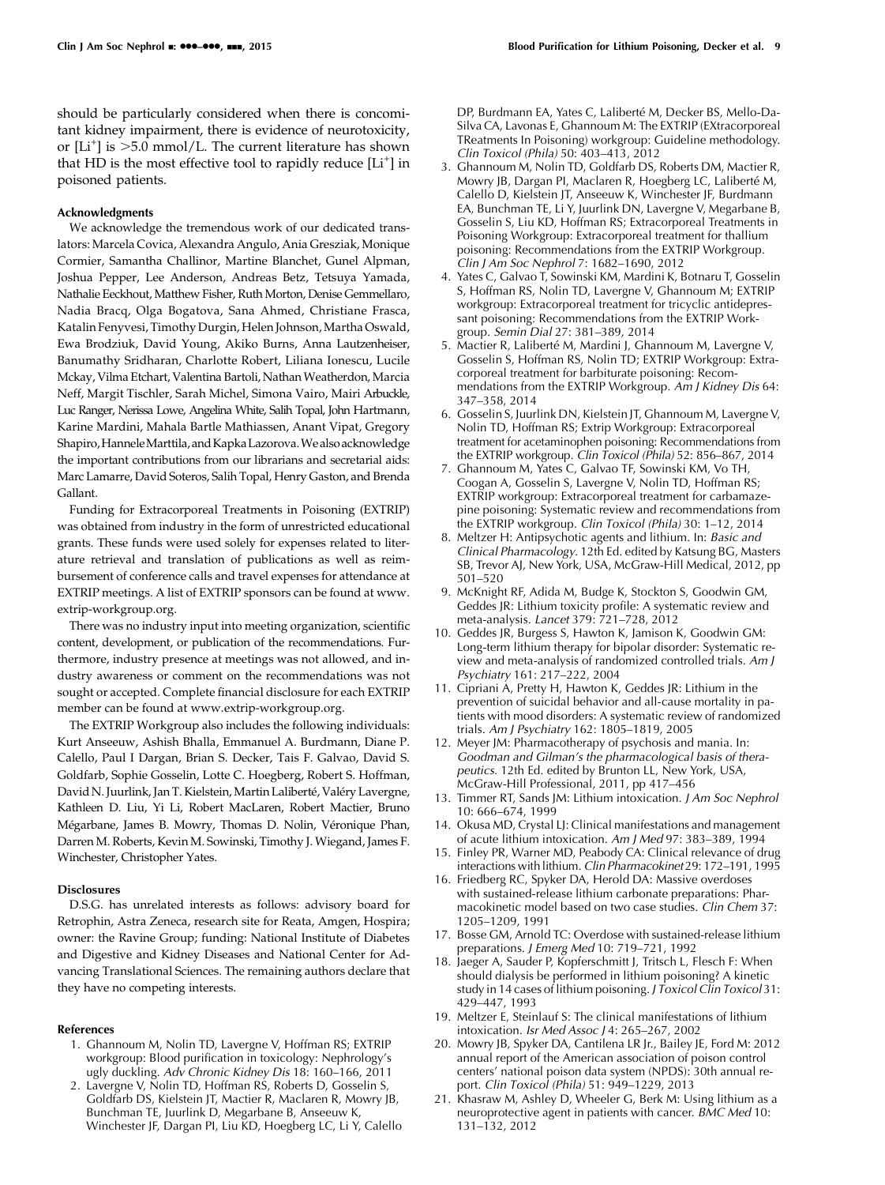should be particularly considered when there is concomitant kidney impairment, there is evidence of neurotoxicity, or $[Li^+]$ is >5.0 mmol/L. The current literature has shown that HD is the most effective tool to rapidly reduce $[Li^+]$ in poisoned patients.

#### Acknowledgments

We acknowledge the tremendous work of our dedicated translators: Marcela Covica, Alexandra Angulo, Ania Gresziak, Monique Cormier, Samantha Challinor, Martine Blanchet, Gunel Alpman, Joshua Pepper, Lee Anderson, Andreas Betz, Tetsuya Yamada, Nathalie Eeckhout, Matthew Fisher, Ruth Morton, Denise Gemmellaro, Nadia Bracq, Olga Bogatova, Sana Ahmed, Christiane Frasca, Katalin Fenyvesi, Timothy Durgin, Helen Johnson, Martha Oswald, Ewa Brodziuk, David Young, Akiko Burns, Anna Lautzenheiser, Banumathy Sridharan, Charlotte Robert, Liliana Ionescu, Lucile Mckay, Vilma Etchart, Valentina Bartoli, Nathan Weatherdon, Marcia Neff, Margit Tischler, Sarah Michel, Simona Vairo, Mairi Arbuckle, Luc Ranger, Nerissa Lowe, Angelina White, Salih Topal, John Hartmann, Karine Mardini, Mahala Bartle Mathiassen, Anant Vipat, Gregory Shapiro, Hannele Marttila, and Kapka Lazorova. We also acknowledge the important contributions from our librarians and secretarial aids: Marc Lamarre, David Soteros, Salih Topal, Henry Gaston, and Brenda Gallant.

Funding for Extracorporeal Treatments in Poisoning (EXTRIP) was obtained from industry in the form of unrestricted educational grants. These funds were used solely for expenses related to literature retrieval and translation of publications as well as reimbursement of conference calls and travel expenses for attendance at EXTRIP meetings. A list of EXTRIP sponsors can be found at www.extrip-workgroup.org.

There was no industry input into meeting organization, scientific content, development, or publication of the recommendations. Furthermore, industry presence at meetings was not allowed, and industry awareness or comment on the recommendations was not sought or accepted. Complete financial disclosure for each EXTRIP member can be found at www.extrip-workgroup.org.

The EXTRIP Workgroup also includes the following individuals: Kurt Anseeuw, Ashish Bhalla, Emmanuel A. Burdmann, Diane P. Calello, Paul I Dargan, Brian S. Decker, Tais F. Galvao, David S. Goldfarb, Sophie Gosselin, Lotte C. Hoegberg, Robert S. Hoffman, David N. Juurlink, Jan T. Kielstein, Martin Laliberté, Valéry Lavergne, Kathleen D. Liu, Yi Li, Robert MacLaren, Robert Mactier, Bruno Mégarbane, James B. Mowry, Thomas D. Nolin, Véronique Phan, Darren M. Roberts, Kevin M. Sowinski, Timothy J. Wiegand, James F. Winchester, Christopher Yates.

#### Disclosures

D.S.G. has unrelated interests as follows: advisory board for Retrophin, Astra Zeneca, research site for Reata, Amgen, Hospira; owner: the Ravine Group; funding: National Institute of Diabetes and Digestive and Kidney Diseases and National Center for Advancing Translational Sciences. The remaining authors declare that they have no competing interests.

#### References

1. Ghannoum M, Nolin TD, Lavergne V, Hoffman RS; EXTRIP workgroup: Blood purification in toxicology: Nephrology's ugly duckling. *Adv Chronic Kidney Dis* 18: 160–166, 2011
2. Lavergne V, Nolin TD, Hoffman RS, Roberts D, Gosselin S, Goldfarb DS, Kielstein JT, Mactier R, Maclaren R, Mowry JB, Bunchman TE, Juurlink D, Megarbane B, Anseeuw K, Winchester JF, Dargan PI, Liu KD, Hoegberg LC, Li Y, Calello DP, Burdmann EA, Yates C, Laliberté M, Decker BS, Mello-Da-Silva CA, Lavonas E, Ghannoum M: The EXTRIP (EXtracorporeal TReatments In Poisoning) workgroup: Guideline methodology. *Clin Toxicol (Phila)* 50: 403–413, 2012
3. Ghannoum M, Nolin TD, Goldfarb DS, Roberts DM, Mactier R, Mowry JB, Dargan PI, Maclaren R, Hoegberg LC, Laliberté M, Calello D, Kielstein JT, Anseeuw K, Winchester JF, Burdmann EA, Bunchman TE, Li Y, Juurlink DN, Lavergne V, Megarbane B, Gosselin S, Liu KD, Hoffman RS; Extracorporeal Treatments in Poisoning Workgroup: Extracorporeal treatment for thallium poisoning: Recommendations from the EXTRIP Workgroup. *Clin J Am Soc Nephrol* 7: 1682–1690, 2012
4. Yates C, Galvao T, Sowinski KM, Mardini K, Botnaru T, Gosselin S, Hoffman RS, Nolin TD, Lavergne V, Ghannoum M; EXTRIP workgroup: Extracorporeal treatment for tricyclic antidepressant poisoning: Recommendations from the EXTRIP Workgroup. *Semin Dial* 27: 381–389, 2014
5. Mactier R, Laliberté M, Mardini J, Ghannoum M, Lavergne V, Gosselin S, Hoffman RS, Nolin TD; EXTRIP Workgroup: Extracorporeal treatment for barbiturate poisoning: Recommendations from the EXTRIP Workgroup. *Am J Kidney Dis* 64: 347–358, 2014
6. Gosselin S, Juurlink DN, Kielstein JT, Ghannoum M, Lavergne V, Nolin TD, Hoffman RS; Extrip Workgroup: Extracorporeal treatment for acetaminophen poisoning: Recommendations from the EXTRIP workgroup. *Clin Toxicol (Phila)* 52: 856–867, 2014
7. Ghannoum M, Yates C, Galvao TF, Sowinski KM, Vo TH, Coogan A, Gosselin S, Lavergne V, Nolin TD, Hoffman RS; EXTRIP workgroup: Extracorporeal treatment for carbamazepine poisoning: Systematic review and recommendations from the EXTRIP workgroup. *Clin Toxicol (Phila)* 30: 1–12, 2014
8. Meltzer H: Antipsychotic agents and lithium. In: *Basic and Clinical Pharmacology*. 12th Ed. edited by Katsung BG, Masters SB, Trevor AJ, New York, USA, McGraw-Hill Medical, 2012, pp 501–520
9. McKnight RF, Adida M, Budge K, Stockton S, Goodwin GM, Geddes JR: Lithium toxicity profile: A systematic review and meta-analysis. *Lancet* 379: 721–728, 2012
10. Geddes JR, Burgess S, Hawton K, Jamison K, Goodwin GM: Long-term lithium therapy for bipolar disorder: Systematic review and meta-analysis of randomized controlled trials. *Am J Psychiatry* 161: 217–222, 2004
11. Cipriani A, Pretty H, Hawton K, Geddes JR: Lithium in the prevention of suicidal behavior and all-cause mortality in patients with mood disorders: A systematic review of randomized trials. *Am J Psychiatry* 162: 1805–1819, 2005
12. Meyer JM: Pharmacotherapy of psychosis and mania. In: *Goodman and Gilman's the pharmacological basis of therapeutics*. 12th Ed. edited by Brunton LL, New York, USA, McGraw-Hill Professional, 2011, pp 417–456
13. Timmer RT, Sands JM: Lithium intoxication. *J Am Soc Nephrol* 10: 666–674, 1999
14. Okusa MD, Crystal LJ: Clinical manifestations and management of acute lithium intoxication. *Am J Med* 97: 383–389, 1994
15. Finley PR, Warner MD, Peabody CA: Clinical relevance of drug interactions with lithium. *Clin Pharmacokinet* 29: 172–191, 1995
16. Friedberg RC, Spyker DA, Herold DA: Massive overdoses with sustained-release lithium carbonate preparations: Pharmacokinetic model based on two case studies. *Clin Chem* 37: 1205–1209, 1991
17. Bosse GM, Arnold TC: Overdose with sustained-release lithium preparations. *J Emerg Med* 10: 719–721, 1992
18. Jaeger A, Sauder P, Kopferschmitt J, Tritsch L, Flesch F: When should dialysis be performed in lithium poisoning? A kinetic study in 14 cases of lithium poisoning. *J Toxicol Clin Toxicol* 31: 429–447, 1993
19. Meltzer E, Steinlauf S: The clinical manifestations of lithium intoxication. *Isr Med Assoc J* 4: 265–267, 2002
20. Mowry JB, Spyker DA, Cantilena LR Jr., Bailey JE, Ford M: 2012 annual report of the American association of poison control centers' national poison data system (NPDS): 30th annual report. *Clin Toxicol (Phila)* 51: 949–1229, 2013
21. Khasraw M, Ashley D, Wheeler G, Berk M: Using lithium as a neuroprotective agent in patients with cancer. *BMC Med* 10: 131–132, 2012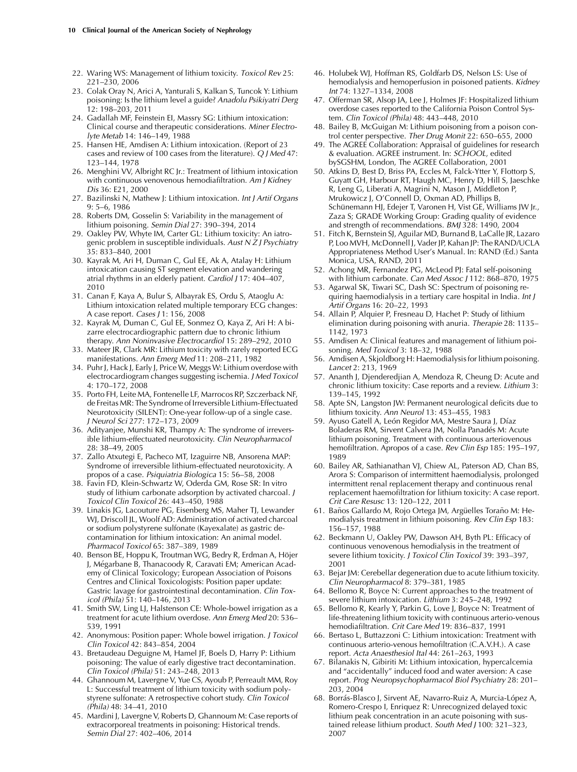22. Waring WS: Management of lithium toxicity. *Toxicol Rev* 25: 221–230, 2006
23. Colak Oray N, Arici A, Yanturali S, Kalkan S, Tuncok Y: Lithium poisoning: Is the lithium level a guide? *Anadolu Psikiyatri Derg* 12: 198–203, 2011
24. Gadallah MF, Feinstein EI, Massry SG: Lithium intoxication: Clinical course and therapeutic considerations. *Miner Electrolyte Metab* 14: 146–149, 1988
25. Hansen HE, Amdisen A: Lithium intoxication. (Report of 23 cases and review of 100 cases from the literature). *Q J Med* 47: 123–144, 1978
26. Menghini VV, Albright RC Jr.: Treatment of lithium intoxication with continuous venovenous hemodiafiltration. *Am J Kidney Dis* 36: E21, 2000
27. Bazilinski N, Mathew J: Lithium intoxication. *Int J Artif Organs* 9: 5–6, 1986
28. Roberts DM, Gosselin S: Variability in the management of lithium poisoning. *Semin Dial* 27: 390–394, 2014
29. Oakley PW, Whyte IM, Carter GL: Lithium toxicity: An iatrogenic problem in susceptible individuals. *Aust N Z J Psychiatry* 35: 833–840, 2001
30. Kayrak M, Ari H, Duman C, Gul EE, Ak A, Atalay H: Lithium intoxication causing ST segment elevation and wandering atrial rhythms in an elderly patient. *Cardiol J* 17: 404–407, 2010
31. Canan F, Kaya A, Bulur S, Albayrak ES, Ordu S, Ataoglu A: Lithium intoxication related multiple temporary ECG changes: A case report. *Cases J* 1: 156, 2008
32. Kayrak M, Duman C, Gul EE, Sonmez O, Kaya Z, Ari H: A bizarre electrocardiographic pattern due to chronic lithium therapy. *Ann Noninvasive Electrocardiol* 15: 289–292, 2010
33. Mateer JR, Clark MR: Lithium toxicity with rarely reported ECG manifestations. *Ann Emerg Med* 11: 208–211, 1982
34. Puhr J, Hack J, Early J, Price W, Meggs W: Lithium overdose with electrocardiogram changes suggesting ischemia. *J Med Toxicol* 4: 170–172, 2008
35. Porto FH, Leite MA, Fontenelle LF, Marrocos RP, Szczerback NF, de Freitas MR: The Syndrome of Irreversible Lithium-Effectuated Neurotoxicity (SILENT): One-year follow-up of a single case. *J Neurol Sci* 277: 172–173, 2009
36. Adityanjee, Munshi KR, Thampy A: The syndrome of irreversible lithium-effectuated neurotoxicity. *Clin Neuropharmacol* 28: 38–49, 2005
37. Zallo Atxutegi E, Pacheco MT, Izaguirre NB, Ansorena MAP: Syndrome of irreversible lithium-effectuated neurotoxicity. A propos of a case. *Psiquiatria Biologica* 15: 56–58, 2008
38. Favin FD, Klein-Schwartz W, Oderda GM, Rose SR: In vitro study of lithium carbonate adsorption by activated charcoal. *J Toxicol Clin Toxicol* 26: 443–450, 1988
39. Linakis JG, Lacouture PG, Eisenberg MS, Maher TJ, Lewander WJ, Driscoll JL, Woolf AD: Administration of activated charcoal or sodium polystyrene sulfonate (Kayexalate) as gastric decontamination for lithium intoxication: An animal model. *Pharmacol Toxicol* 65: 387–389, 1989
40. Benson BE, Hoppu K, Troutman WG, Bedry R, Erdman A, Höjer J, Mégarbane B, Thanacoody R, Caravati EM; American Academy of Clinical Toxicology; European Association of Poisons Centres and Clinical Toxicologists: Position paper update: Gastric lavage for gastrointestinal decontamination. *Clin Toxicol (Phila)* 51: 140–146, 2013
41. Smith SW, Ling LJ, Halstenson CE: Whole-bowel irrigation as a treatment for acute lithium overdose. *Ann Emerg Med* 20: 536–539, 1991
42. Anonymous: Position paper: Whole bowel irrigation. *J Toxicol Clin Toxicol* 42: 843–854, 2004
43. Bretaudeau Deguigne M, Hamel JF, Boels D, Harry P: Lithium poisoning: The value of early digestive tract decontamination. *Clin Toxicol (Phila)* 51: 243–248, 2013
44. Ghannoum M, Lavergne V, Yue CS, Ayoub P, Perreault MM, Roy L: Successful treatment of lithium toxicity with sodium polystyrene sulfonate: A retrospective cohort study. *Clin Toxicol (Phila)* 48: 34–41, 2010
45. Mardini J, Lavergne V, Roberts D, Ghannoum M: Case reports of extracorporeal treatments in poisoning: Historical trends. *Semin Dial* 27: 402–406, 2014
46. Holubek WJ, Hoffman RS, Goldfarb DS, Nelson LS: Use of hemodialysis and hemoperfusion in poisoned patients. *Kidney Int* 74: 1327–1334, 2008
47. Offerman SR, Alsop JA, Lee J, Holmes JF: Hospitalized lithium overdose cases reported to the California Poison Control System. *Clin Toxicol (Phila)* 48: 443–448, 2010
48. Bailey B, McGuigan M: Lithium poisoning from a poison control center perspective. *Ther Drug Monit* 22: 650–655, 2000
49. The AGREE Collaboration: Appraisal of guidelines for research & evaluation. AGREE instrument. In: *SCHOOL*, edited bySGSHM, London, The AGREE Collaboration, 2001
50. Atkins D, Best D, Briss PA, Eccles M, Falck-Ytter Y, Flottorp S, Guyatt GH, Harbour RT, Haugh MC, Henry D, Hill S, Jaeschke R, Leng G, Liberati A, Magrini N, Mason J, Middleton P, Mrukowicz J, O'Connell D, Oxman AD, Phillips B, Schünemann HJ, Edejer T, Varonen H, Vist GE, Williams JW Jr., Zaza S; GRADE Working Group: Grading quality of evidence and strength of recommendations. *BMJ* 328: 1490, 2004
51. Fitch K, Bernstein SJ, Aguilar MD, Burnand B, LaCalle JR, Lazaro P, Loo MVH, McDonnell J, Vader JP, Kahan JP: The RAND/UCLA Appropriateness Method User's Manual. In: RAND (Ed.) Santa Monica, USA, RAND, 2011
52. Achong MR, Fernandez PG, McLeod PJ: Fatal self-poisoning with lithium carbonate. *Can Med Assoc J* 112: 868–870, 1975
53. Agarwal SK, Tiwari SC, Dash SC: Spectrum of poisoning requiring haemodialysis in a tertiary care hospital in India. *Int J Artif Organs* 16: 20–22, 1993
54. Allain P, Alquier P, Fresneau D, Hachet P: Study of lithium elimination during poisoning with anuria. *Therapie* 28: 1135–1142, 1973
55. Amdisen A: Clinical features and management of lithium poisoning. *Med Toxicol* 3: 18–32, 1988
56. Amdisen A, Skjoldborg H: Haemodialysis for lithium poisoning. *Lancet* 2: 213, 1969
57. Ananth J, Djenderedjian A, Mendoza R, Cheung D: Acute and chronic lithium toxicity: Case reports and a review. *Lithium* 3: 139–145, 1992
58. Apte SN, Langston JW: Permanent neurological deficits due to lithium toxicity. *Ann Neurol* 13: 453–455, 1983
59. Ayuso Gatell A, León Regidor MA, Mestre Saura J, Díaz Boladeras RM, Sirvent Calvera JM, Nolla Panadés M: Acute lithium poisoning. Treatment with continuous arteriovenous hemofiltration. Apropos of a case. *Rev Clin Esp* 185: 195–197, 1989
60. Bailey AR, Sathianathan VJ, Chiew AL, Paterson AD, Chan BS, Arora S: Comparison of intermittent haemodialysis, prolonged intermittent renal replacement therapy and continuous renal replacement haemofiltration for lithium toxicity: A case report. *Crit Care Resusc* 13: 120–122, 2011
61. Baños Gallardo M, Rojo Ortega JM, Argüelles Toraño M: Hemodialysis treatment in lithium poisoning. *Rev Clin Esp* 183: 156–157, 1988
62. Beckmann U, Oakley PW, Dawson AH, Byth PL: Efficacy of continuous venovenous hemodialysis in the treatment of severe lithium toxicity. *J Toxicol Clin Toxicol* 39: 393–397, 2001
63. Bejar JM: Cerebellar degeneration due to acute lithium toxicity. *Clin Neuropharmacol* 8: 379–381, 1985
64. Bellomo R, Boyce N: Current approaches to the treatment of severe lithium intoxication. *Lithium* 3: 245–248, 1992
65. Bellomo R, Kearly Y, Parkin G, Love J, Boyce N: Treatment of life-threatening lithium toxicity with continuous arterio-venous hemodiafiltration. *Crit Care Med* 19: 836–837, 1991
66. Bertaso L, Buttazzoni C: Lithium intoxication: Treatment with continuous arterio-venous hemofiltration (C.A.V.H.). A case report. *Acta Anaesthesiol Ital* 44: 261–263, 1993
67. Bilanakis N, Gibiriti M: Lithium intoxication, hypercalcemia and "accidentally" induced food and water aversion: A case report. *Prog Neuropsychopharmacol Biol Psychiatry* 28: 201–203, 2004
68. Borrás-Blasco J, Sirvent AE, Navarro-Ruiz A, Murcia-López A, Romero-Crespo I, Enriquez R: Unrecognized delayed toxic lithium peak concentration in an acute poisoning with sustained release lithium product. *South Med J* 100: 321–323, 2007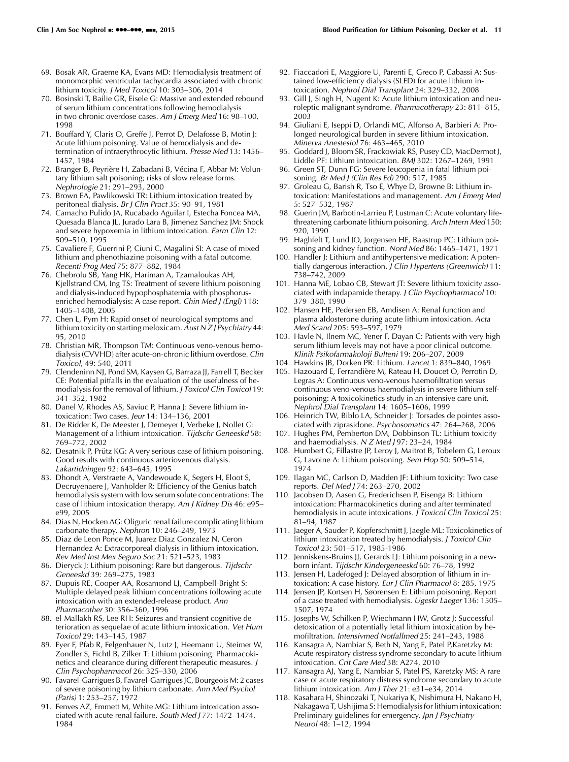69. Bosak AR, Graeme KA, Evans MD: Hemodialysis treatment of monomorphic ventricular tachycardia associated with chronic lithium toxicity. *J Med Toxicol* 10: 303–306, 2014
70. Bosinski T, Bailie GR, Eisele G: Massive and extended rebound of serum lithium concentrations following hemodialysis in two chronic overdose cases. *Am J Emerg Med* 16: 98–100, 1998
71. Bouffard Y, Claris O, Greffe J, Perrot D, Delafosse B, Motin J: Acute lithium poisoning. Value of hemodialysis and determination of intraerythrocytic lithium. *Presse Med* 13: 1456–1457, 1984
72. Branger B, Peyrière H, Zabadani B, Vécina F, Abbar M: Voluntary lithium salt poisoning; risks of slow release forms. *Nephrologie* 21: 291–293, 2000
73. Brown EA, Pawlikowski TR: Lithium intoxication treated by peritoneal dialysis. *Br J Clin Pract* 35: 90–91, 1981
74. Camacho Pulido JA, Rucabado Aguilar I, Estecha Foncea MA, Quesada Blanca JL, Jurado Lara B, Jimenez Sanchez JM: Shock and severe hypoxemia in lithium intoxication. *Farm Clin* 12: 509–510, 1995
75. Cavaliere F, Guerrini P, Ciuni C, Magalini SI: A case of mixed lithium and phenothiazine poisoning with a fatal outcome. *Recenti Prog Med* 75: 877–882, 1984
76. Chebrolu SB, Yang HK, Hariman A, Tzamaloukas AH, Kjellstrand CM, Ing TS: Treatment of severe lithium poisoning and dialysis-induced hypophosphatemia with phosphorus-enriched hemodialysis: A case report. *Chin Med J (Engl)* 118: 1405–1408, 2005
77. Chen L, Pym H: Rapid onset of neurological symptoms and lithium toxicity on starting meloxicam. *Aust N Z J Psychiatry* 44: 95, 2010
78. Christian MR, Thompson TM: Continuous veno-venous hemodialysis (CVVHD) after acute-on-chronic lithium overdose. *Clin Toxicol*, 49: 540, 2011
79. Clendeninn NJ, Pond SM, Kaysen G, Barraza JJ, Farrell T, Becker CE: Potential pitfalls in the evaluation of the usefulness of hemodialysis for the removal of lithium. *J Toxicol Clin Toxicol* 19: 341–352, 1982
80. Danel V, Rhodes AS, Saviuc P, Hanna J: Severe lithium intoxication: Two cases. *Jeur* 14: 134–136, 2001
81. De Ridder K, De Meester J, Demeyer I, Verbeke J, Nollet G: Management of a lithium intoxication. *Tijdschr Geneeskd* 58: 769–772, 2002
82. Desatnik P, Prütz KG: A very serious case of lithium poisoning. Good results with continuous arteriovenous dialysis. *Lakartidningen* 92: 643–645, 1995
83. Dhondt A, Verstraete A, Vandewoude K, Segers H, Eloot S, Decruyenaere J, Vanholder R: Efficiency of the Genius batch hemodialysis system with low serum solute concentrations: The case of lithium intoxication therapy. *Am J Kidney Dis* 46: e95–e99, 2005
84. Dias N, Hocken AG: Oliguric renal failure complicating lithium carbonate therapy. *Nephron* 10: 246–249, 1973
85. Diaz de Leon Ponce M, Juarez Diaz Gonzalez N, Ceron Hernandez A: Extracorporeal dialysis in lithium intoxication. *Rev Med Inst Mex Seguro Soc* 21: 521–523, 1983
86. Dieryck J: Lithium poisoning: Rare but dangerous. *Tijdschr Geneeskd* 39: 269–275, 1983
87. Dupuis RE, Cooper AA, Rosamond LJ, Campbell-Bright S: Multiple delayed peak lithium concentrations following acute intoxication with an extended-release product. *Ann Pharmacother* 30: 356–360, 1996
88. el-Mallakh RS, Lee RH: Seizures and transient cognitive deterioration as sequelae of acute lithium intoxication. *Vet Hum Toxicol* 29: 143–145, 1987
89. Eyer F, Pfab R, Felgenhauer N, Lutz J, Heemann U, Steimer W, Zondler S, Fichtl B, Zilker T: Lithium poisoning: Pharmacokinetics and clearance during different therapeutic measures. *J Clin Psychopharmacol* 26: 325–330, 2006
90. Favarel-Garrigues B, Favarel-Garrigues JC, Bourgeois M: 2 cases of severe poisoning by lithium carbonate. *Ann Med Psychol (Paris)* 1: 253–257, 1972
91. Fenves AZ, Emmett M, White MG: Lithium intoxication associated with acute renal failure. *South Med J* 77: 1472–1474, 1984
92. Fiaccadori E, Maggiore U, Parenti E, Greco P, Cabassi A: Sustained low-efficiency dialysis (SLED) for acute lithium intoxication. *Nephrol Dial Transplant* 24: 329–332, 2008
93. Gill J, Singh H, Nugent K: Acute lithium intoxication and neuroleptic malignant syndrome. *Pharmacotherapy* 23: 811–815, 2003
94. Giuliani E, Iseppi D, Orlandi MC, Alfonso A, Barbieri A: Prolonged neurological burden in severe lithium intoxication. *Minerva Anestesiol* 76: 463–465, 2010
95. Goddard J, Bloom SR, Frackowiak RS, Pusey CD, MacDermot J, Liddle PF: Lithium intoxication. *BMJ* 302: 1267–1269, 1991
96. Green ST, Dunn FG: Severe leucopenia in fatal lithium poisoning. *Br Med J (Clin Res Ed)* 290: 517, 1985
97. Groleau G, Barish R, Tso E, Whye D, Browne B: Lithium intoxication: Manifestations and management. *Am J Emerg Med* 5: 527–532, 1987
98. Guerin JM, Barbotin-Larrieu P, Lustman C: Acute voluntary life-threatening carbonate lithium poisoning. *Arch Intern Med* 150: 920, 1990
99. Haghfelt T, Lund JO, Jorgensen HE, Baastrup PC: Lithium poisoning and kidney function. *Nord Med* 86: 1465–1471, 1971
100. Handler J: Lithium and antihypertensive medication: A potentially dangerous interaction. *J Clin Hypertens (Greenwich)* 11: 738–742, 2009
101. Hanna ME, Lobao CB, Stewart JT: Severe lithium toxicity associated with indapamide therapy. *J Clin Psychopharmacol* 10: 379–380, 1990
102. Hansen HE, Pedersen EB, Amdisen A: Renal function and plasma aldosterone during acute lithium intoxication. *Acta Med Scand* 205: 593–597, 1979
103. Havle N, Ilnem MC, Yener F, Dayan C: Patients with very high serum lithium levels may not have a poor clinical outcome. *Klinik Psikofarmakoloji Bulteni* 19: 206–207, 2009
104. Hawkins JB, Dorken PR: Lithium. *Lancet* 1: 839–840, 1969
105. Hazouard E, Ferrandière M, Rateau H, Doucet O, Perrotin D, Legras A: Continuous veno-venous haemofiltration versus continuous veno-venous haemodialysis in severe lithium self-poisoning: A toxicokinetics study in an intensive care unit. *Nephrol Dial Transplant* 14: 1605–1606, 1999
106. Heinrich TW, Biblo LA, Schneider J: Torsades de pointes associated with ziprasidone. *Psychosomatics* 47: 264–268, 2006
107. Hughes PM, Pemberton DM, Dobbinson TL: Lithium toxicity and haemodialysis. *N Z Med J* 97: 23–24, 1984
108. Humbert G, Fillastre JP, Leroy J, Maitrot B, Tobelem G, Leroux G, Lavoine A: Lithium poisoning. *Sem Hop* 50: 509–514, 1974
109. Ilagan MC, Carlson D, Madden JF: Lithium toxicity: Two case reports. *Del Med J* 74: 263–270, 2002
110. Jacobsen D, Aasen G, Frederichsen P, Eisenga B: Lithium intoxication: Pharmacokinetics during and after terminated hemodialysis in acute intoxications. *J Toxicol Clin Toxicol* 25: 81–94, 1987
111. Jaeger A, Sauder P, Kopferschmitt J, Jaegle ML: Toxicokinetics of lithium intoxication treated by hemodialysis. *J Toxicol Clin Toxicol* 23: 501–517, 1985-1986
112. Jenniskens-Bruins JJ, Gerards LJ: Lithium poisoning in a newborn infant. *Tijdschr Kindergeneeskd* 60: 76–78, 1992
113. Jensen H, Ladefoged J: Delayed absorption of lithium in intoxication: A case history. *Eur J Clin Pharmacol* 8: 285, 1975
114. Jensen JP, Kortsen H, Søorensen E: Lithium poisoning. Report of a case treated with hemodialysis. *Ugeskr Laeger* 136: 1505–1507, 1974
115. Josephs W, Schilken P, Wiechmann HW, Grotz J: Successful detoxication of a potentially letal lithium intoxication by hemofiltration. *Intensivmed Notfallmed* 25: 241–243, 1988
116. Kansagra A, Nambiar S, Beth N, Yang E, Patel P,Karetzky M: Acute respiratory distress syndrome secondary to acute lithium intoxication. *Crit Care Med* 38: A274, 2010
117. Kansagra AJ, Yang E, Nambiar S, Patel PS, Karetzky MS: A rare case of acute respiratory distress syndrome secondary to acute lithium intoxication. *Am J Ther* 21: e31–e34, 2014
118. Kasahara H, Shinozaki T, Nukariya K, Nishimura H, Nakano H, Nakagawa T, Ushijima S: Hemodialysis for lithium intoxication: Preliminary guidelines for emergency. *Jpn J Psychiatry Neurol* 48: 1–12, 1994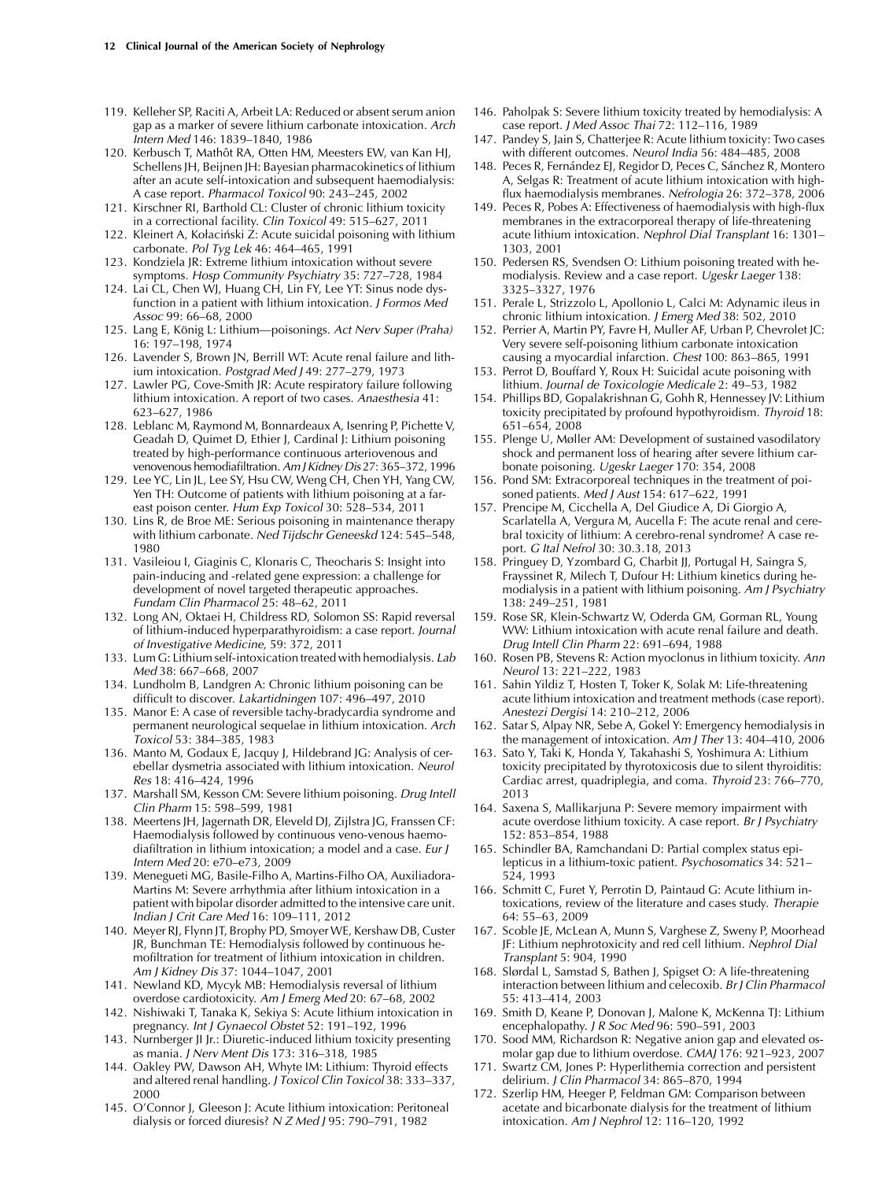119. Kelleher SP, Raciti A, Arbeit LA: Reduced or absent serum anion gap as a marker of severe lithium carbonate intoxication. *Arch Intern Med* 146: 1839–1840, 1986
120. Kerbusch T, Mathôt RA, Otten HM, Meesters EW, van Kan HJ, Schellens JH, Beijnen JH: Bayesian pharmacokinetics of lithium after an acute self-intoxication and subsequent haemodialysis: A case report. *Pharmacol Toxicol* 90: 243–245, 2002
121. Kirschner RI, Barthold CL: Cluster of chronic lithium toxicity in a correctional facility. *Clin Toxicol* 49: 515–627, 2011
122. Kleinert A, Kołaciński Z: Acute suicidal poisoning with lithium carbonate. *Pol Tyg Lek* 46: 464–465, 1991
123. Kondziela JR: Extreme lithium intoxication without severe symptoms. *Hosp Community Psychiatry* 35: 727–728, 1984
124. Lai CL, Chen WJ, Huang CH, Lin FY, Lee YT: Sinus node dysfunction in a patient with lithium intoxication. *J Formos Med Assoc* 99: 66–68, 2000
125. Lang E, König L: Lithium—poisonings. *Act Nerv Super (Praha)* 16: 197–198, 1974
126. Lavender S, Brown JN, Berrill WT: Acute renal failure and lithium intoxication. *Postgrad Med J* 49: 277–279, 1973
127. Lawler PG, Cove-Smith JR: Acute respiratory failure following lithium intoxication. A report of two cases. *Anaesthesia* 41: 623–627, 1986
128. Leblanc M, Raymond M, Bonnardeaux A, Isenring P, Pichette V, Geadah D, Quimet D, Ethier J, Cardinal J: Lithium poisoning treated by high-performance continuous arteriovenous and venovenous hemodiafiltration. *Am J Kidney Dis* 27: 365–372, 1996
129. Lee YC, Lin JL, Lee SY, Hsu CW, Weng CH, Chen YH, Yang CW, Yen TH: Outcome of patients with lithium poisoning at a far-east poison center. *Hum Exp Toxicol* 30: 528–534, 2011
130. Lins R, de Broe ME: Serious poisoning in maintenance therapy with lithium carbonate. *Ned Tijdschr Geneeskd* 124: 545–548, 1980
131. Vasileiou I, Giaginis C, Klonaris C, Theocharis S: Insight into pain-inducing and -related gene expression: a challenge for development of novel targeted therapeutic approaches. *Fundam Clin Pharmacol* 25: 48–62, 2011
132. Long AN, Oktaei H, Childress RD, Solomon SS: Rapid reversal of lithium-induced hyperparathyroidism: a case report. *Journal of Investigative Medicine*, 59: 372, 2011
133. Lum G: Lithium self-intoxication treated with hemodialysis. *Lab Med* 38: 667–668, 2007
134. Lundholm B, Landgren A: Chronic lithium poisoning can be difficult to discover. *Lakartidningen* 107: 496–497, 2010
135. Manor E: A case of reversible tachy-bradycardia syndrome and permanent neurological sequelae in lithium intoxication. *Arch Toxicol* 53: 384–385, 1983
136. Manto M, Godaux E, Jacquy J, Hildebrand JG: Analysis of cerebellar dysmetria associated with lithium intoxication. *Neurol Res* 18: 416–424, 1996
137. Marshall SM, Kesson CM: Severe lithium poisoning. *Drug Intell Clin Pharm* 15: 598–599, 1981
138. Meertens JH, Jagernath DR, Eleveld DJ, Zijlstra JG, Franssen CF: Haemodialysis followed by continuous veno-venous haemodiafiltration in lithium intoxication; a model and a case. *Eur J Intern Med* 20: e70–e73, 2009
139. Menegueti MG, Basile-Filho A, Martins-Filho OA, Auxiliadora-Martins M: Severe arrhythmia after lithium intoxication in a patient with bipolar disorder admitted to the intensive care unit. *Indian J Crit Care Med* 16: 109–111, 2012
140. Meyer RJ, Flynn JT, Brophy PD, Smoyer WE, Kershaw DB, Custer JR, Bunchman TE: Hemodialysis followed by continuous hemofiltration for treatment of lithium intoxication in children. *Am J Kidney Dis* 37: 1044–1047, 2001
141. Newland KD, Mycyk MB: Hemodialysis reversal of lithium overdose cardiotoxicity. *Am J Emerg Med* 20: 67–68, 2002
142. Nishiwaki T, Tanaka K, Sekiya S: Acute lithium intoxication in pregnancy. *Int J Gynaecol Obstet* 52: 191–192, 1996
143. Nurnberger JI Jr.: Diuretic-induced lithium toxicity presenting as mania. *J Nerv Ment Dis* 173: 316–318, 1985
144. Oakley PW, Dawson AH, Whyte IM: Lithium: Thyroid effects and altered renal handling. *J Toxicol Clin Toxicol* 38: 333–337, 2000
145. O'Connor J, Gleeson J: Acute lithium intoxication: Peritoneal dialysis or forced diuresis? *N Z Med J* 95: 790–791, 1982
146. Paholpak S: Severe lithium toxicity treated by hemodialysis: A case report. *J Med Assoc Thai* 72: 112–116, 1989
147. Pandey S, Jain S, Chatterjee R: Acute lithium toxicity: Two cases with different outcomes. *Neurol India* 56: 484–485, 2008
148. Peces R, Fernández EJ, Regidor D, Peces C, Sánchez R, Montero A, Selgas R: Treatment of acute lithium intoxication with high-flux haemodialysis membranes. *Nefrologia* 26: 372–378, 2006
149. Peces R, Pobes A: Effectiveness of haemodialysis with high-flux membranes in the extracorporeal therapy of life-threatening acute lithium intoxication. *Nephrol Dial Transplant* 16: 1301–1303, 2001
150. Pedersen RS, Svendsen O: Lithium poisoning treated with hemodialysis. Review and a case report. *Ugeskr Laeger* 138: 3325–3327, 1976
151. Perale L, Strizzolo L, Apollonio L, Calci M: Adynamic ileus in chronic lithium intoxication. *J Emerg Med* 38: 502, 2010
152. Perrier A, Martin PY, Favre H, Muller AF, Urban P, Chevrolet JC: Very severe self-poisoning lithium carbonate intoxication causing a myocardial infarction. *Chest* 100: 863–865, 1991
153. Perrot D, Bouffard Y, Roux H: Suicidal acute poisoning with lithium. *Journal de Toxicologie Medicale* 2: 49–53, 1982
154. Phillips BD, Gopalakrishnan G, Gohh R, Hennessey JV: Lithium toxicity precipitated by profound hypothyroidism. *Thyroid* 18: 651–654, 2008
155. Plenge U, Møller AM: Development of sustained vasodilatory shock and permanent loss of hearing after severe lithium carbonate poisoning. *Ugeskr Laeger* 170: 354, 2008
156. Pond SM: Extracorporeal techniques in the treatment of poisoned patients. *Med J Aust* 154: 617–622, 1991
157. Prencipe M, Cicchella A, Del Giudice A, Di Giorgio A, Scarlatella A, Vergura M, Aucella F: The acute renal and cerebral toxicity of lithium: A cerebro-renal syndrome? A case report. *G Ital Nefrol* 30: 30.3.18, 2013
158. Pringuey D, Yzombard G, Charbit JJ, Portugal H, Saingra S, Frayssinet R, Milech T, Dufour H: Lithium kinetics during hemodialysis in a patient with lithium poisoning. *Am J Psychiatry* 138: 249–251, 1981
159. Rose SR, Klein-Schwartz W, Oderda GM, Gorman RL, Young WW: Lithium intoxication with acute renal failure and death. *Drug Intell Clin Pharm* 22: 691–694, 1988
160. Rosen PB, Stevens R: Action myoclonus in lithium toxicity. *Ann Neurol* 13: 221–222, 1983
161. Sahin Yildiz T, Hosten T, Toker K, Solak M: Life-threatening acute lithium intoxication and treatment methods (case report). *Anestezi Dergisi* 14: 210–212, 2006
162. Satar S, Alpay NR, Sebe A, Gokel Y: Emergency hemodialysis in the management of intoxication. *Am J Ther* 13: 404–410, 2006
163. Sato Y, Taki K, Honda Y, Takahashi S, Yoshimura A: Lithium toxicity precipitated by thyrotoxicosis due to silent thyroiditis: Cardiac arrest, quadriplegia, and coma. *Thyroid* 23: 766–770, 2013
164. Saxena S, Mallikarjuna P: Severe memory impairment with acute overdose lithium toxicity. A case report. *Br J Psychiatry* 152: 853–854, 1988
165. Schindler BA, Ramchandani D: Partial complex status epilepticus in a lithium-toxic patient. *Psychosomatics* 34: 521–524, 1993
166. Schmitt C, Furet Y, Perrotin D, Paintaud G: Acute lithium intoxications, review of the literature and cases study. *Therapie* 64: 55–63, 2009
167. Scoble JE, McLean A, Munn S, Varghese Z, Sweny P, Moorhead JF: Lithium nephrotoxicity and red cell lithium. *Nephrol Dial Transplant* 5: 904, 1990
168. Slørdal L, Samstad S, Bathen J, Spigset O: A life-threatening interaction between lithium and celecoxib. *Br J Clin Pharmacol* 55: 413–414, 2003
169. Smith D, Keane P, Donovan J, Malone K, McKenna TJ: Lithium encephalopathy. *J R Soc Med* 96: 590–591, 2003
170. Sood MM, Richardson R: Negative anion gap and elevated osmolar gap due to lithium overdose. *CMAJ* 176: 921–923, 2007
171. Swartz CM, Jones P: Hyperlithemia correction and persistent delirium. *J Clin Pharmacol* 34: 865–870, 1994
172. Szerlip HM, Heeger P, Feldman GM: Comparison between acetate and bicarbonate dialysis for the treatment of lithium intoxication. *Am J Nephrol* 12: 116–120, 1992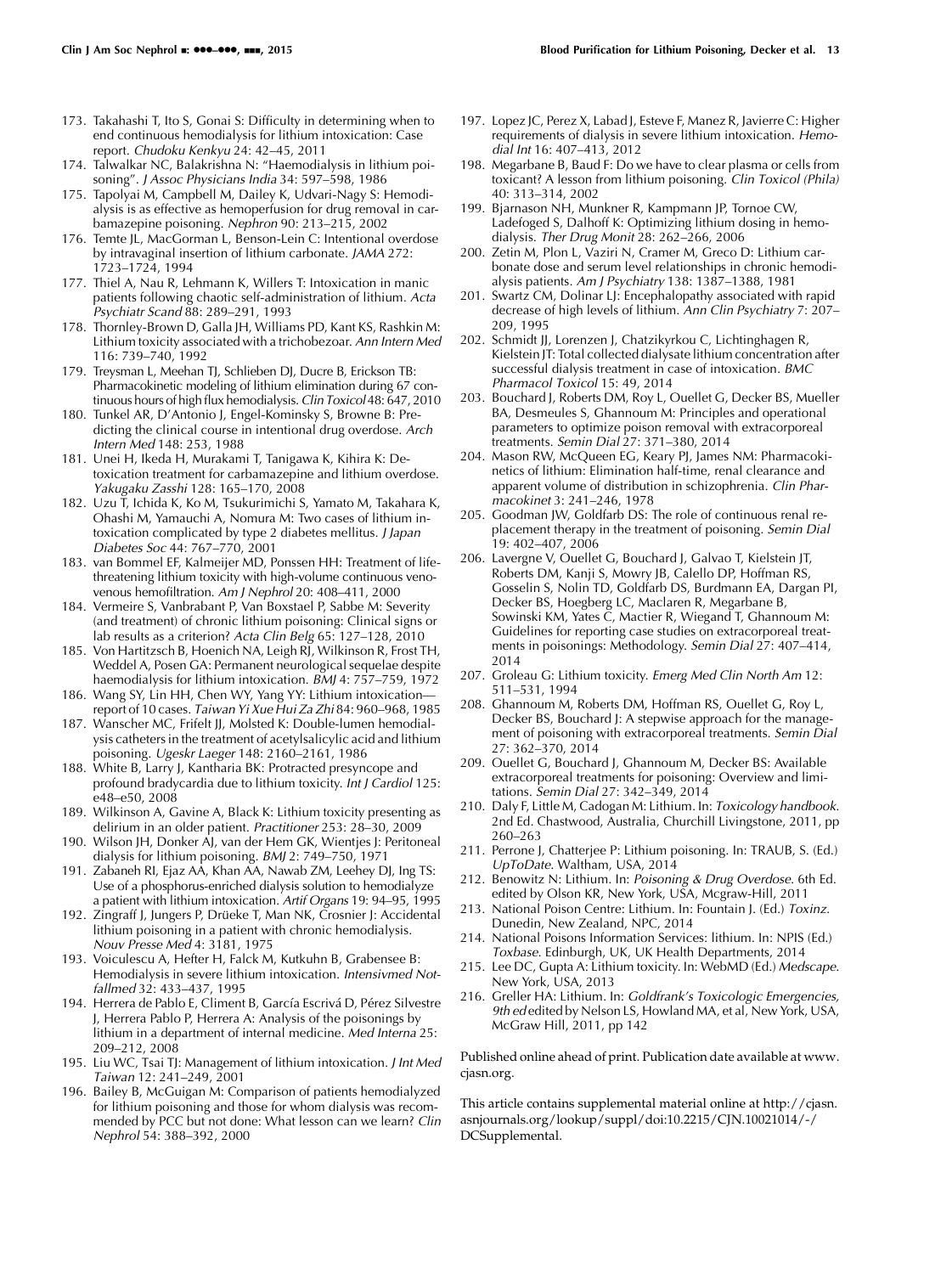173. Takahashi T, Ito S, Gonai S: Difficulty in determining when to end continuous hemodialysis for lithium intoxication: Case report. *Chudoku Kenkyu* 24: 42–45, 2011
174. Talwalkar NC, Balakrishna N: "Haemodialysis in lithium poisoning". *J Assoc Physicians India* 34: 597–598, 1986
175. Tapolyai M, Campbell M, Dailey K, Udvari-Nagy S: Hemodialysis is as effective as hemoperfusion for drug removal in carbamazepine poisoning. *Nephron* 90: 213–215, 2002
176. Temte JL, MacGorman L, Benson-Lein C: Intentional overdose by intravaginal insertion of lithium carbonate. *JAMA* 272: 1723–1724, 1994
177. Thiel A, Nau R, Lehmann K, Willers T: Intoxication in manic patients following chaotic self-administration of lithium. *Acta Psychiatr Scand* 88: 289–291, 1993
178. Thornley-Brown D, Galla JH, Williams PD, Kant KS, Rashkin M: Lithium toxicity associated with a trichobezoar. *Ann Intern Med* 116: 739–740, 1992
179. Treysman L, Meehan TJ, Schlieben DJ, Ducre B, Erickson TB: Pharmacokinetic modeling of lithium elimination during 67 continuous hours of high flux hemodialysis. *Clin Toxicol* 48: 647, 2010
180. Tunkel AR, D'Antonio J, Engel-Kominsky S, Browne B: Predicting the clinical course in intentional drug overdose. *Arch Intern Med* 148: 253, 1988
181. Unei H, Ikeda H, Murakami T, Tanigawa K, Kihira K: Detoxication treatment for carbamazepine and lithium overdose. *Yakugaku Zasshi* 128: 165–170, 2008
182. Uzu T, Ichida K, Ko M, Tsukurimichi S, Yamato M, Takahara K, Ohashi M, Yamauchi A, Nomura M: Two cases of lithium intoxication complicated by type 2 diabetes mellitus. *J Japan Diabetes Soc* 44: 767–770, 2001
183. van Bommel EF, Kalmeijer MD, Ponssen HH: Treatment of life-threatening lithium toxicity with high-volume continuous venovenous hemofiltration. *Am J Nephrol* 20: 408–411, 2000
184. Vermeire S, Vanbrabant P, Van Boxstael P, Sabbe M: Severity (and treatment) of chronic lithium poisoning: Clinical signs or lab results as a criterion? *Acta Clin Belg* 65: 127–128, 2010
185. Von Hartitzsch B, Hoenich NA, Leigh RJ, Wilkinson R, Frost TH, Weddel A, Posen GA: Permanent neurological sequelae despite haemodialysis for lithium intoxication. *BMJ* 4: 757–759, 1972
186. Wang SY, Lin HH, Chen WY, Yang YY: Lithium intoxication—report of 10 cases. *Taiwan Yi Xue Hui Za Zhi* 84: 960–968, 1985
187. Wanscher MC, Frifelt JJ, Molsted K: Double-lumen hemodialysis catheters in the treatment of acetylsalicylic acid and lithium poisoning. *Ugeskr Laeger* 148: 2160–2161, 1986
188. White B, Larry J, Kantharia BK: Protracted presyncope and profound bradycardia due to lithium toxicity. *Int J Cardiol* 125: e48–e50, 2008
189. Wilkinson A, Gavine A, Black K: Lithium toxicity presenting as delirium in an older patient. *Practitioner* 253: 28–30, 2009
190. Wilson JH, Donker AJ, van der Hem GK, Wientjes J: Peritoneal dialysis for lithium poisoning. *BMJ* 2: 749–750, 1971
191. Zabaneh RI, Ejaz AA, Khan AA, Nawab ZM, Leehey DJ, Ing TS: Use of a phosphorus-enriched dialysis solution to hemodialyze a patient with lithium intoxication. *Artif Organs* 19: 94–95, 1995
192. Zingraff J, Jungers P, Drüeke T, Man NK, Crosnier J: Accidental lithium poisoning in a patient with chronic hemodialysis. *Nouv Presse Med* 4: 3181, 1975
193. Voiculescu A, Hefter H, Falck M, Kutkuhn B, Grabensee B: Hemodialysis in severe lithium intoxication. *Intensivmed Notfallmed* 32: 433–437, 1995
194. Herrera de Pablo E, Climent B, García Escrivá D, Pérez Silvestre J, Herrera Pablo P, Herrera A: Analysis of the poisonings by lithium in a department of internal medicine. *Med Interna* 25: 209–212, 2008
195. Liu WC, Tsai TJ: Management of lithium intoxication. *J Int Med Taiwan* 12: 241–249, 2001
196. Bailey B, McGuigan M: Comparison of patients hemodialyzed for lithium poisoning and those for whom dialysis was recommended by PCC but not done: What lesson can we learn? *Clin Nephrol* 54: 388–392, 2000
197. Lopez JC, Perez X, Labad J, Esteve F, Manez R, Javierre C: Higher requirements of dialysis in severe lithium intoxication. *Hemodial Int* 16: 407–413, 2012
198. Megarbane B, Baud F: Do we have to clear plasma or cells from toxicant? A lesson from lithium poisoning. *Clin Toxicol (Phila)* 40: 313–314, 2002
199. Bjarnason NH, Munkner R, Kampmann JP, Tornoe CW, Ladefoged S, Dalhoff K: Optimizing lithium dosing in hemodialysis. *Ther Drug Monit* 28: 262–266, 2006
200. Zetin M, Plon L, Vaziri N, Cramer M, Greco D: Lithium carbonate dose and serum level relationships in chronic hemodialysis patients. *Am J Psychiatry* 138: 1387–1388, 1981
201. Swartz CM, Dolinar LJ: Encephalopathy associated with rapid decrease of high levels of lithium. *Ann Clin Psychiatry* 7: 207–209, 1995
202. Schmidt JJ, Lorenzen J, Chatzikyrkou C, Lichtinghagen R, Kielstein JT: Total collected dialysate lithium concentration after successful dialysis treatment in case of intoxication. *BMC Pharmacol Toxicol* 15: 49, 2014
203. Bouchard J, Roberts DM, Roy L, Ouellet G, Decker BS, Mueller BA, Desmeules S, Ghannoum M: Principles and operational parameters to optimize poison removal with extracorporeal treatments. *Semin Dial* 27: 371–380, 2014
204. Mason RW, McQueen EG, Keary PJ, James NM: Pharmacokinetics of lithium: Elimination half-time, renal clearance and apparent volume of distribution in schizophrenia. *Clin Pharmacokinet* 3: 241–246, 1978
205. Goodman JW, Goldfarb DS: The role of continuous renal replacement therapy in the treatment of poisoning. *Semin Dial* 19: 402–407, 2006
206. Lavergne V, Ouellet G, Bouchard J, Galvao T, Kielstein JT, Roberts DM, Kanji S, Mowry JB, Calello DP, Hoffman RS, Gosselin S, Nolin TD, Goldfarb DS, Burdmann EA, Dargan PI, Decker BS, Hoegberg LC, Maclaren R, Megarbane B, Sowinski KM, Yates C, Mactier R, Wiegand T, Ghannoum M: Guidelines for reporting case studies on extracorporeal treatments in poisonings: Methodology. *Semin Dial* 27: 407–414, 2014
207. Groleau G: Lithium toxicity. *Emerg Med Clin North Am* 12: 511–531, 1994
208. Ghannoum M, Roberts DM, Hoffman RS, Ouellet G, Roy L, Decker BS, Bouchard J: A stepwise approach for the management of poisoning with extracorporeal treatments. *Semin Dial* 27: 362–370, 2014
209. Ouellet G, Bouchard J, Ghannoum M, Decker BS: Available extracorporeal treatments for poisoning: Overview and limitations. *Semin Dial* 27: 342–349, 2014
210. Daly F, Little M, Cadogan M: Lithium. In: *Toxicology handbook*. 2nd Ed. Chastwood, Australia, Churchill Livingstone, 2011, pp 260–263
211. Perrone J, Chatterjee P: Lithium poisoning. In: TRAUB, S. (Ed.) *UpToDate*. Waltham, USA, 2014
212. Benowitz N: Lithium. In: *Poisoning & Drug Overdose*. 6th Ed. edited by Olson KR, New York, USA, Mcgraw-Hill, 2011
213. National Poison Centre: Lithium. In: Fountain J. (Ed.) *Toxinz*. Dunedin, New Zealand, NPC, 2014
214. National Poisons Information Services: lithium. In: NPIS (Ed.) *Toxbase*. Edinburgh, UK, UK Health Departments, 2014
215. Lee DC, Gupta A: Lithium toxicity. In: WebMD (Ed.) *Medscape*. New York, USA, 2013
216. Greller HA: Lithium. In: *Goldfrank's Toxicologic Emergencies, 9th ed* edited by Nelson LS, Howland MA, et al, New York, USA, McGraw Hill, 2011, pp 142

Published online ahead of print. Publication date available at www.cjasn.org.

This article contains supplemental material online at http://cjasn.asnjournals.org/lookup/suppl/doi:10.2215/CJN.10021014/-/DCSupplemental.